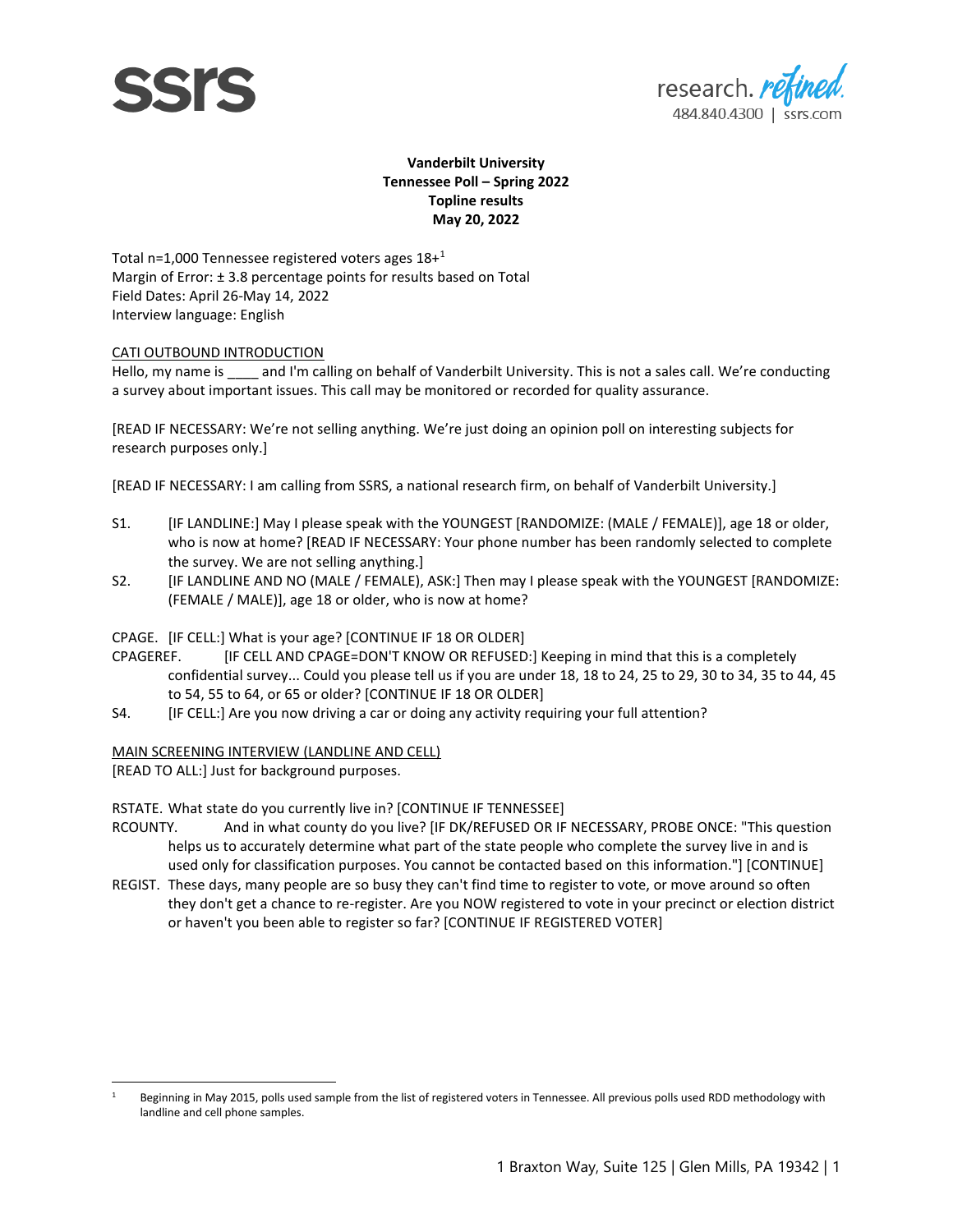**Vanderbilt University**
**Tennessee Poll – Spring 2022**
**Topline results**
**May 20, 2022**

Total n=1,000 Tennessee registered voters ages 18+[1]
Margin of Error: ± 3.8 percentage points for results based on Total
Field Dates: April 26-May 14, 2022
Interview language: English

CATI OUTBOUND INTRODUCTION

Hello, my name is ____ and I'm calling on behalf of Vanderbilt University. This is not a sales call. We're conducting a survey about important issues. This call may be monitored or recorded for quality assurance.

[READ IF NECESSARY: We're not selling anything. We're just doing an opinion poll on interesting subjects for research purposes only.]

[READ IF NECESSARY: I am calling from SSRS, a national research firm, on behalf of Vanderbilt University.]

S1. [IF LANDLINE:] May I please speak with the YOUNGEST [RANDOMIZE: (MALE / FEMALE)], age 18 or older, who is now at home? [READ IF NECESSARY: Your phone number has been randomly selected to complete the survey. We are not selling anything.]

S2. [IF LANDLINE AND NO (MALE / FEMALE), ASK:] Then may I please speak with the YOUNGEST [RANDOMIZE: (FEMALE / MALE)], age 18 or older, who is now at home?

CPAGE. [IF CELL:] What is your age? [CONTINUE IF 18 OR OLDER]

CPAGEREF. [IF CELL AND CPAGE=DON'T KNOW OR REFUSED:] Keeping in mind that this is a completely confidential survey... Could you please tell us if you are under 18, 18 to 24, 25 to 29, 30 to 34, 35 to 44, 45 to 54, 55 to 64, or 65 or older? [CONTINUE IF 18 OR OLDER]

S4. [IF CELL:] Are you now driving a car or doing any activity requiring your full attention?

MAIN SCREENING INTERVIEW (LANDLINE AND CELL)

[READ TO ALL:] Just for background purposes.

RSTATE. What state do you currently live in? [CONTINUE IF TENNESSEE]

RCOUNTY. And in what county do you live? [IF DK/REFUSED OR IF NECESSARY, PROBE ONCE: "This question helps us to accurately determine what part of the state people who complete the survey live in and is used only for classification purposes. You cannot be contacted based on this information."] [CONTINUE]

REGIST. These days, many people are so busy they can't find time to register to vote, or move around so often they don't get a chance to re-register. Are you NOW registered to vote in your precinct or election district or haven't you been able to register so far? [CONTINUE IF REGISTERED VOTER]

---

[1] Beginning in May 2015, polls used sample from the list of registered voters in Tennessee. All previous polls used RDD methodology with landline and cell phone samples.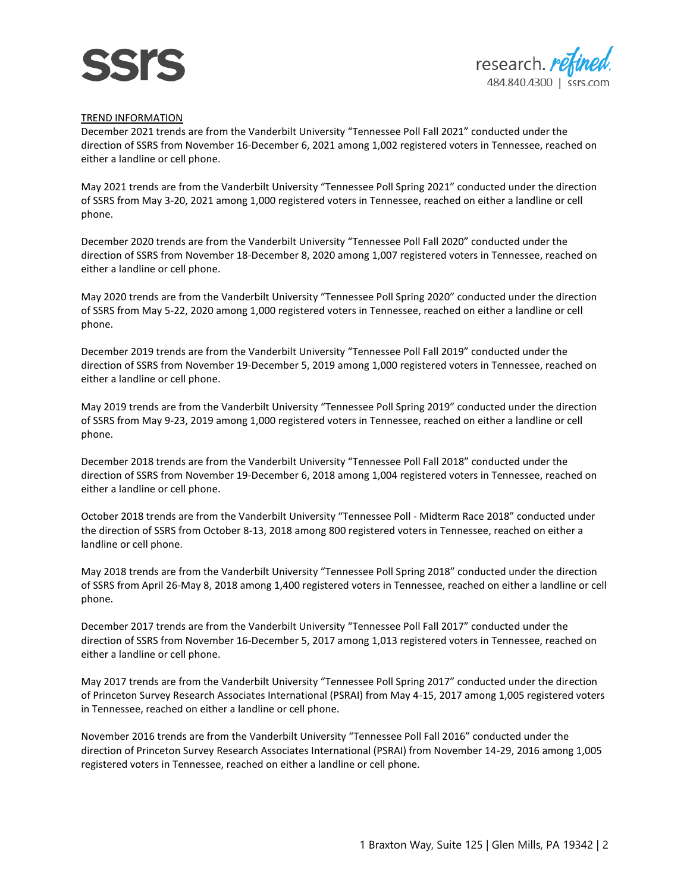<u>TREND INFORMATION</u>

December 2021 trends are from the Vanderbilt University "Tennessee Poll Fall 2021" conducted under the direction of SSRS from November 16-December 6, 2021 among 1,002 registered voters in Tennessee, reached on either a landline or cell phone.

May 2021 trends are from the Vanderbilt University "Tennessee Poll Spring 2021" conducted under the direction of SSRS from May 3-20, 2021 among 1,000 registered voters in Tennessee, reached on either a landline or cell phone.

December 2020 trends are from the Vanderbilt University "Tennessee Poll Fall 2020" conducted under the direction of SSRS from November 18-December 8, 2020 among 1,007 registered voters in Tennessee, reached on either a landline or cell phone.

May 2020 trends are from the Vanderbilt University "Tennessee Poll Spring 2020" conducted under the direction of SSRS from May 5-22, 2020 among 1,000 registered voters in Tennessee, reached on either a landline or cell phone.

December 2019 trends are from the Vanderbilt University "Tennessee Poll Fall 2019" conducted under the direction of SSRS from November 19-December 5, 2019 among 1,000 registered voters in Tennessee, reached on either a landline or cell phone.

May 2019 trends are from the Vanderbilt University "Tennessee Poll Spring 2019" conducted under the direction of SSRS from May 9-23, 2019 among 1,000 registered voters in Tennessee, reached on either a landline or cell phone.

December 2018 trends are from the Vanderbilt University "Tennessee Poll Fall 2018" conducted under the direction of SSRS from November 19-December 6, 2018 among 1,004 registered voters in Tennessee, reached on either a landline or cell phone.

October 2018 trends are from the Vanderbilt University "Tennessee Poll - Midterm Race 2018" conducted under the direction of SSRS from October 8-13, 2018 among 800 registered voters in Tennessee, reached on either a landline or cell phone.

May 2018 trends are from the Vanderbilt University "Tennessee Poll Spring 2018" conducted under the direction of SSRS from April 26-May 8, 2018 among 1,400 registered voters in Tennessee, reached on either a landline or cell phone.

December 2017 trends are from the Vanderbilt University "Tennessee Poll Fall 2017" conducted under the direction of SSRS from November 16-December 5, 2017 among 1,013 registered voters in Tennessee, reached on either a landline or cell phone.

May 2017 trends are from the Vanderbilt University "Tennessee Poll Spring 2017" conducted under the direction of Princeton Survey Research Associates International (PSRAI) from May 4-15, 2017 among 1,005 registered voters in Tennessee, reached on either a landline or cell phone.

November 2016 trends are from the Vanderbilt University "Tennessee Poll Fall 2016" conducted under the direction of Princeton Survey Research Associates International (PSRAI) from November 14-29, 2016 among 1,005 registered voters in Tennessee, reached on either a landline or cell phone.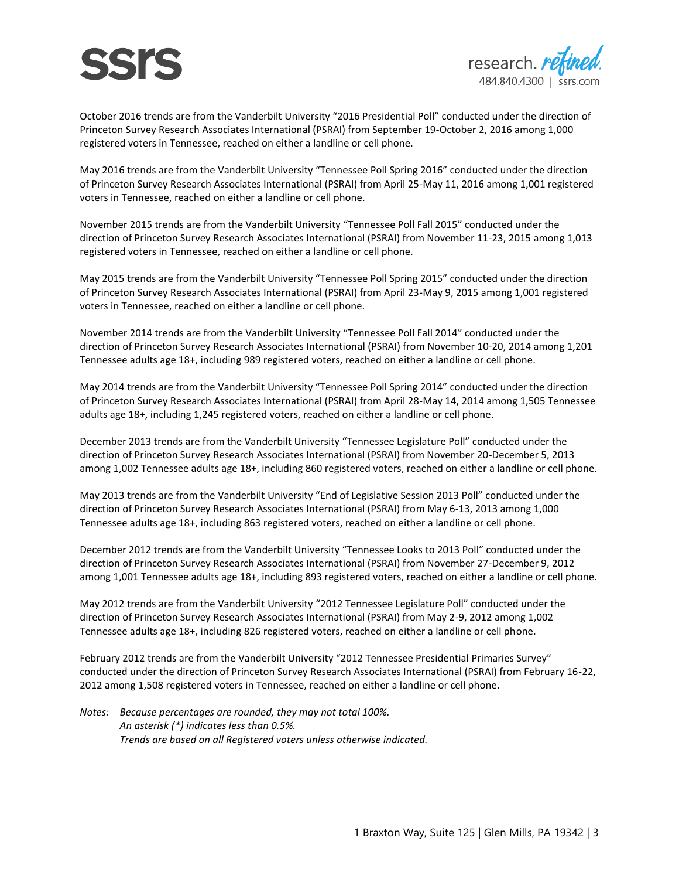October 2016 trends are from the Vanderbilt University "2016 Presidential Poll" conducted under the direction of Princeton Survey Research Associates International (PSRAI) from September 19-October 2, 2016 among 1,000 registered voters in Tennessee, reached on either a landline or cell phone.

May 2016 trends are from the Vanderbilt University "Tennessee Poll Spring 2016" conducted under the direction of Princeton Survey Research Associates International (PSRAI) from April 25-May 11, 2016 among 1,001 registered voters in Tennessee, reached on either a landline or cell phone.

November 2015 trends are from the Vanderbilt University "Tennessee Poll Fall 2015" conducted under the direction of Princeton Survey Research Associates International (PSRAI) from November 11-23, 2015 among 1,013 registered voters in Tennessee, reached on either a landline or cell phone.

May 2015 trends are from the Vanderbilt University "Tennessee Poll Spring 2015" conducted under the direction of Princeton Survey Research Associates International (PSRAI) from April 23-May 9, 2015 among 1,001 registered voters in Tennessee, reached on either a landline or cell phone.

November 2014 trends are from the Vanderbilt University "Tennessee Poll Fall 2014" conducted under the direction of Princeton Survey Research Associates International (PSRAI) from November 10-20, 2014 among 1,201 Tennessee adults age 18+, including 989 registered voters, reached on either a landline or cell phone.

May 2014 trends are from the Vanderbilt University "Tennessee Poll Spring 2014" conducted under the direction of Princeton Survey Research Associates International (PSRAI) from April 28-May 14, 2014 among 1,505 Tennessee adults age 18+, including 1,245 registered voters, reached on either a landline or cell phone.

December 2013 trends are from the Vanderbilt University "Tennessee Legislature Poll" conducted under the direction of Princeton Survey Research Associates International (PSRAI) from November 20-December 5, 2013 among 1,002 Tennessee adults age 18+, including 860 registered voters, reached on either a landline or cell phone.

May 2013 trends are from the Vanderbilt University "End of Legislative Session 2013 Poll" conducted under the direction of Princeton Survey Research Associates International (PSRAI) from May 6-13, 2013 among 1,000 Tennessee adults age 18+, including 863 registered voters, reached on either a landline or cell phone.

December 2012 trends are from the Vanderbilt University "Tennessee Looks to 2013 Poll" conducted under the direction of Princeton Survey Research Associates International (PSRAI) from November 27-December 9, 2012 among 1,001 Tennessee adults age 18+, including 893 registered voters, reached on either a landline or cell phone.

May 2012 trends are from the Vanderbilt University "2012 Tennessee Legislature Poll" conducted under the direction of Princeton Survey Research Associates International (PSRAI) from May 2-9, 2012 among 1,002 Tennessee adults age 18+, including 826 registered voters, reached on either a landline or cell phone.

February 2012 trends are from the Vanderbilt University "2012 Tennessee Presidential Primaries Survey" conducted under the direction of Princeton Survey Research Associates International (PSRAI) from February 16-22, 2012 among 1,508 registered voters in Tennessee, reached on either a landline or cell phone.

*Notes: Because percentages are rounded, they may not total 100%.*
*An asterisk (*) indicates less than 0.5%.*
*Trends are based on all Registered voters unless otherwise indicated.*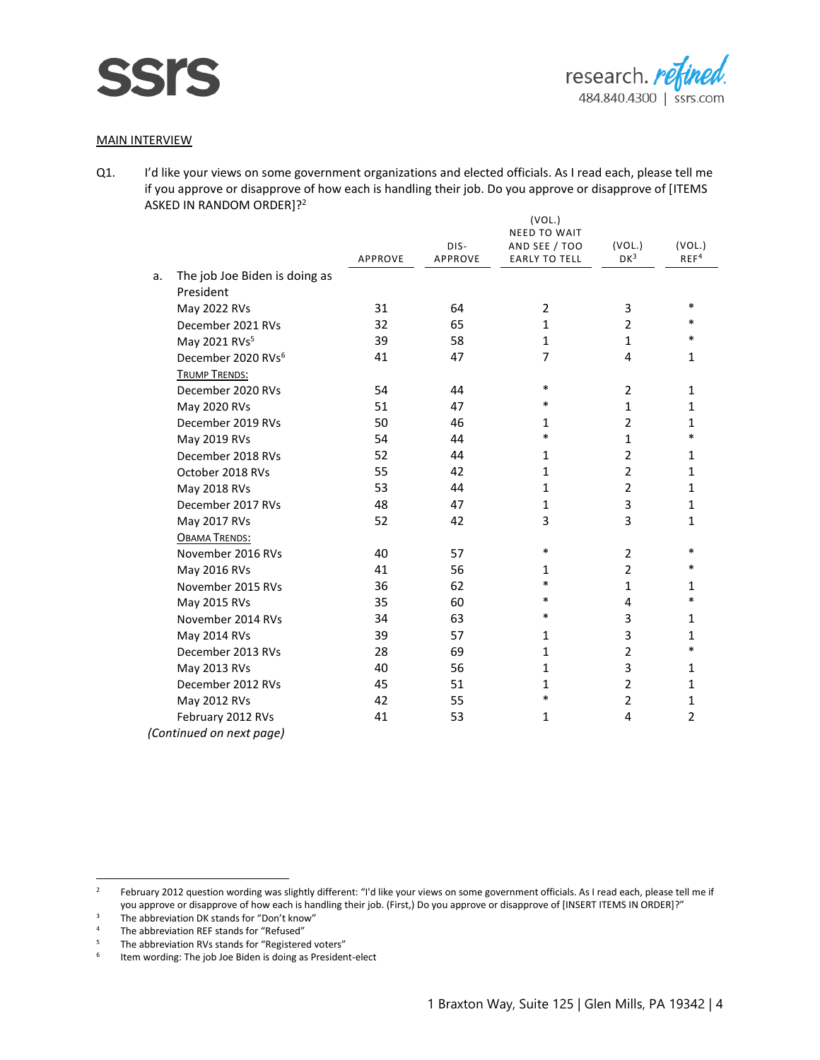MAIN INTERVIEW

Q1. I'd like your views on some government organizations and elected officials. As I read each, please tell me if you approve or disapprove of how each is handling their job. Do you approve or disapprove of [ITEMS ASKED IN RANDOM ORDER]?[2]

| | APPROVE | DIS-APPROVE | (VOL.) NEED TO WAIT AND SEE / TOO EARLY TO TELL | (VOL.) DK[3] | (VOL.) REF[4] |
|---|---|---|---|---|---|
| a. The job Joe Biden is doing as President | | | | | |
| May 2022 RVs | 31 | 64 | 2 | 3 | * |
| December 2021 RVs | 32 | 65 | 1 | 2 | * |
| May 2021 RVs[5] | 39 | 58 | 1 | 1 | * |
| December 2020 RVs[6] | 41 | 47 | 7 | 4 | 1 |
| TRUMP TRENDS: | | | | | |
| December 2020 RVs | 54 | 44 | * | 2 | 1 |
| May 2020 RVs | 51 | 47 | * | 1 | 1 |
| December 2019 RVs | 50 | 46 | 1 | 2 | 1 |
| May 2019 RVs | 54 | 44 | * | 1 | * |
| December 2018 RVs | 52 | 44 | 1 | 2 | 1 |
| October 2018 RVs | 55 | 42 | 1 | 2 | 1 |
| May 2018 RVs | 53 | 44 | 1 | 2 | 1 |
| December 2017 RVs | 48 | 47 | 1 | 3 | 1 |
| May 2017 RVs | 52 | 42 | 3 | 3 | 1 |
| OBAMA TRENDS: | | | | | |
| November 2016 RVs | 40 | 57 | * | 2 | * |
| May 2016 RVs | 41 | 56 | 1 | 2 | * |
| November 2015 RVs | 36 | 62 | * | 1 | 1 |
| May 2015 RVs | 35 | 60 | * | 4 | * |
| November 2014 RVs | 34 | 63 | * | 3 | 1 |
| May 2014 RVs | 39 | 57 | 1 | 3 | 1 |
| December 2013 RVs | 28 | 69 | 1 | 2 | * |
| May 2013 RVs | 40 | 56 | 1 | 3 | 1 |
| December 2012 RVs | 45 | 51 | 1 | 2 | 1 |
| May 2012 RVs | 42 | 55 | * | 2 | 1 |
| February 2012 RVs | 41 | 53 | 1 | 4 | 2 |

*(Continued on next page)*

[2] February 2012 question wording was slightly different: "I'd like your views on some government officials. As I read each, please tell me if you approve or disapprove of how each is handling their job. (First,) Do you approve or disapprove of [INSERT ITEMS IN ORDER]?"

[3] The abbreviation DK stands for "Don't know"

[4] The abbreviation REF stands for "Refused"

[5] The abbreviation RVs stands for "Registered voters"

[6] Item wording: The job Joe Biden is doing as President-elect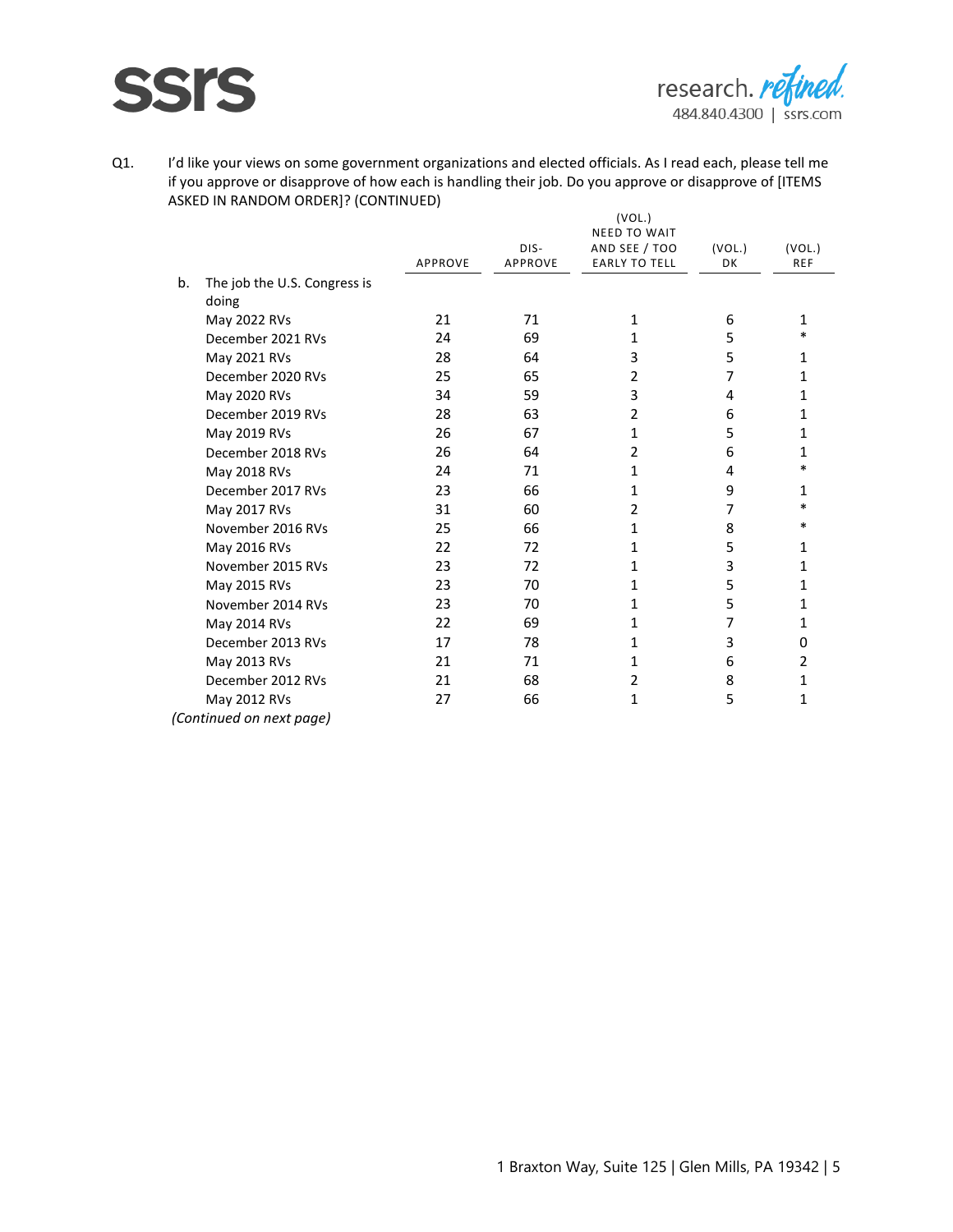Q1. I'd like your views on some government organizations and elected officials. As I read each, please tell me if you approve or disapprove of how each is handling their job. Do you approve or disapprove of [ITEMS ASKED IN RANDOM ORDER]? (CONTINUED)

| | APPROVE | DIS-APPROVE | (VOL.) NEED TO WAIT AND SEE / TOO EARLY TO TELL | (VOL.) DK | (VOL.) REF |
|---|---|---|---|---|---|
| b. The job the U.S. Congress is doing | | | | | |
| May 2022 RVs | 21 | 71 | 1 | 6 | 1 |
| December 2021 RVs | 24 | 69 | 1 | 5 | * |
| May 2021 RVs | 28 | 64 | 3 | 5 | 1 |
| December 2020 RVs | 25 | 65 | 2 | 7 | 1 |
| May 2020 RVs | 34 | 59 | 3 | 4 | 1 |
| December 2019 RVs | 28 | 63 | 2 | 6 | 1 |
| May 2019 RVs | 26 | 67 | 1 | 5 | 1 |
| December 2018 RVs | 26 | 64 | 2 | 6 | 1 |
| May 2018 RVs | 24 | 71 | 1 | 4 | * |
| December 2017 RVs | 23 | 66 | 1 | 9 | 1 |
| May 2017 RVs | 31 | 60 | 2 | 7 | * |
| November 2016 RVs | 25 | 66 | 1 | 8 | * |
| May 2016 RVs | 22 | 72 | 1 | 5 | 1 |
| November 2015 RVs | 23 | 72 | 1 | 3 | 1 |
| May 2015 RVs | 23 | 70 | 1 | 5 | 1 |
| November 2014 RVs | 23 | 70 | 1 | 5 | 1 |
| May 2014 RVs | 22 | 69 | 1 | 7 | 1 |
| December 2013 RVs | 17 | 78 | 1 | 3 | 0 |
| May 2013 RVs | 21 | 71 | 1 | 6 | 2 |
| December 2012 RVs | 21 | 68 | 2 | 8 | 1 |
| May 2012 RVs | 27 | 66 | 1 | 5 | 1 |

*(Continued on next page)*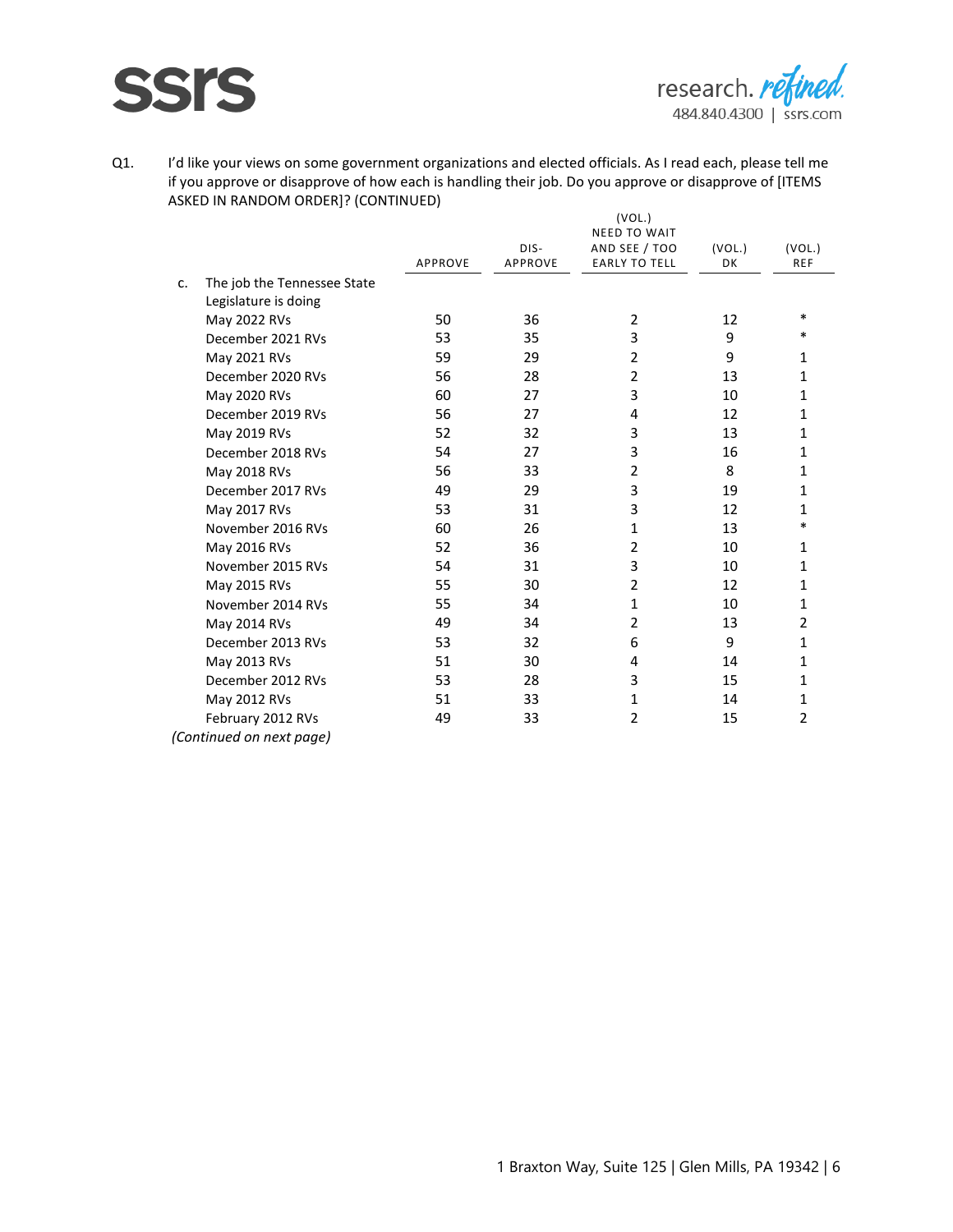Q1. I'd like your views on some government organizations and elected officials. As I read each, please tell me if you approve or disapprove of how each is handling their job. Do you approve or disapprove of [ITEMS ASKED IN RANDOM ORDER]? (CONTINUED)

| | APPROVE | DIS-APPROVE | (VOL.) NEED TO WAIT AND SEE / TOO EARLY TO TELL | (VOL.) DK | (VOL.) REF |
|---|---|---|---|---|---|
| c. The job the Tennessee State Legislature is doing | | | | | |
| May 2022 RVs | 50 | 36 | 2 | 12 | * |
| December 2021 RVs | 53 | 35 | 3 | 9 | * |
| May 2021 RVs | 59 | 29 | 2 | 9 | 1 |
| December 2020 RVs | 56 | 28 | 2 | 13 | 1 |
| May 2020 RVs | 60 | 27 | 3 | 10 | 1 |
| December 2019 RVs | 56 | 27 | 4 | 12 | 1 |
| May 2019 RVs | 52 | 32 | 3 | 13 | 1 |
| December 2018 RVs | 54 | 27 | 3 | 16 | 1 |
| May 2018 RVs | 56 | 33 | 2 | 8 | 1 |
| December 2017 RVs | 49 | 29 | 3 | 19 | 1 |
| May 2017 RVs | 53 | 31 | 3 | 12 | 1 |
| November 2016 RVs | 60 | 26 | 1 | 13 | * |
| May 2016 RVs | 52 | 36 | 2 | 10 | 1 |
| November 2015 RVs | 54 | 31 | 3 | 10 | 1 |
| May 2015 RVs | 55 | 30 | 2 | 12 | 1 |
| November 2014 RVs | 55 | 34 | 1 | 10 | 1 |
| May 2014 RVs | 49 | 34 | 2 | 13 | 2 |
| December 2013 RVs | 53 | 32 | 6 | 9 | 1 |
| May 2013 RVs | 51 | 30 | 4 | 14 | 1 |
| December 2012 RVs | 53 | 28 | 3 | 15 | 1 |
| May 2012 RVs | 51 | 33 | 1 | 14 | 1 |
| February 2012 RVs | 49 | 33 | 2 | 15 | 2 |

*(Continued on next page)*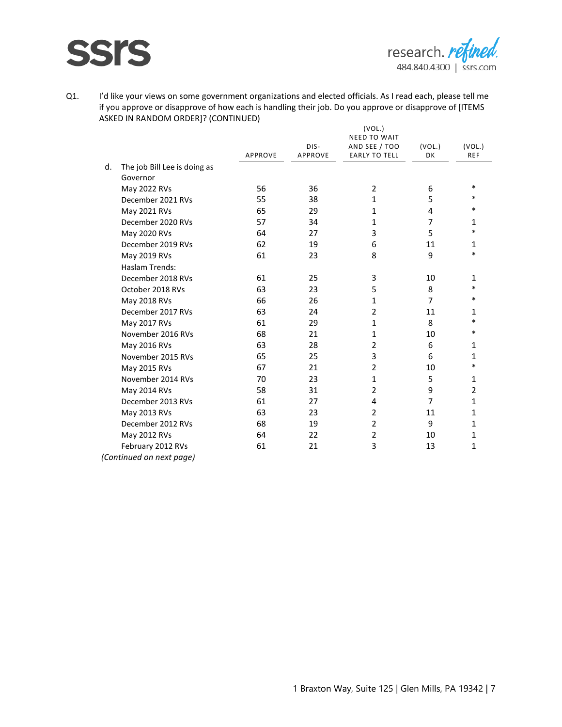Q1. I'd like your views on some government organizations and elected officials. As I read each, please tell me if you approve or disapprove of how each is handling their job. Do you approve or disapprove of [ITEMS ASKED IN RANDOM ORDER]? (CONTINUED)

| | APPROVE | DIS-APPROVE | (VOL.) NEED TO WAIT AND SEE / TOO EARLY TO TELL | (VOL.) DK | (VOL.) REF |
|---|---|---|---|---|---|
| d. The job Bill Lee is doing as Governor | | | | | |
| May 2022 RVs | 56 | 36 | 2 | 6 | * |
| December 2021 RVs | 55 | 38 | 1 | 5 | * |
| May 2021 RVs | 65 | 29 | 1 | 4 | * |
| December 2020 RVs | 57 | 34 | 1 | 7 | 1 |
| May 2020 RVs | 64 | 27 | 3 | 5 | * |
| December 2019 RVs | 62 | 19 | 6 | 11 | 1 |
| May 2019 RVs | 61 | 23 | 8 | 9 | * |
| Haslam Trends: | | | | | |
| December 2018 RVs | 61 | 25 | 3 | 10 | 1 |
| October 2018 RVs | 63 | 23 | 5 | 8 | * |
| May 2018 RVs | 66 | 26 | 1 | 7 | * |
| December 2017 RVs | 63 | 24 | 2 | 11 | 1 |
| May 2017 RVs | 61 | 29 | 1 | 8 | * |
| November 2016 RVs | 68 | 21 | 1 | 10 | * |
| May 2016 RVs | 63 | 28 | 2 | 6 | 1 |
| November 2015 RVs | 65 | 25 | 3 | 6 | 1 |
| May 2015 RVs | 67 | 21 | 2 | 10 | * |
| November 2014 RVs | 70 | 23 | 1 | 5 | 1 |
| May 2014 RVs | 58 | 31 | 2 | 9 | 2 |
| December 2013 RVs | 61 | 27 | 4 | 7 | 1 |
| May 2013 RVs | 63 | 23 | 2 | 11 | 1 |
| December 2012 RVs | 68 | 19 | 2 | 9 | 1 |
| May 2012 RVs | 64 | 22 | 2 | 10 | 1 |
| February 2012 RVs | 61 | 21 | 3 | 13 | 1 |

*(Continued on next page)*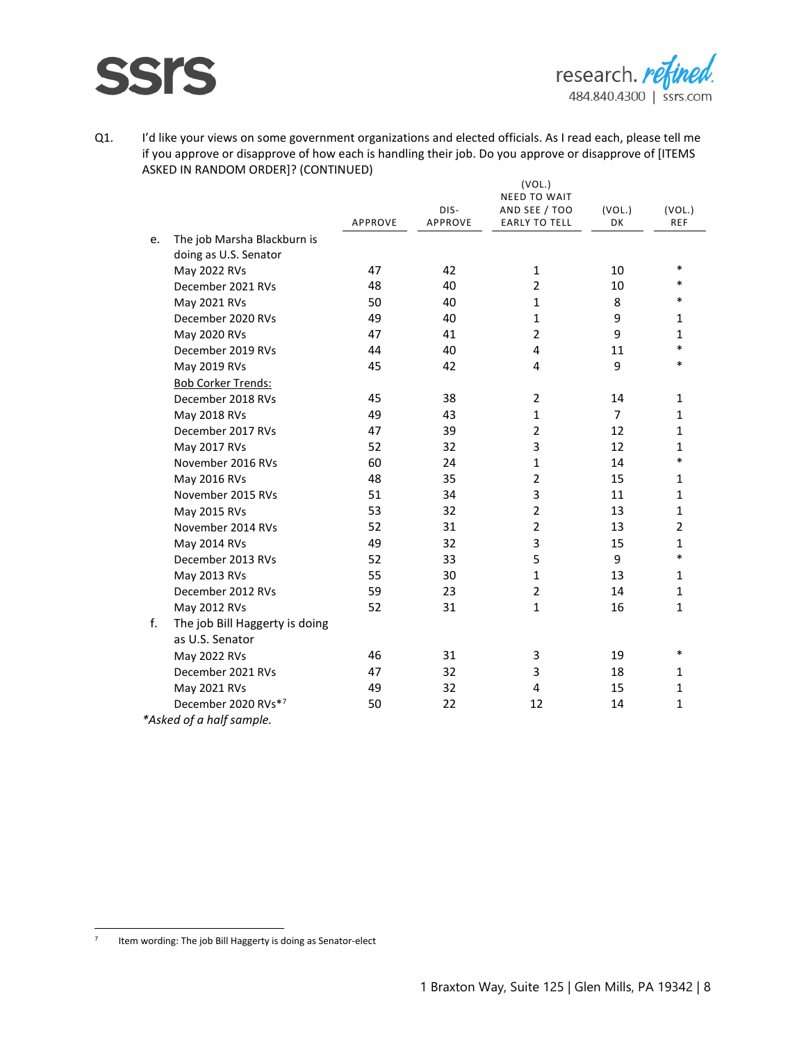Q1. I'd like your views on some government organizations and elected officials. As I read each, please tell me if you approve or disapprove of how each is handling their job. Do you approve or disapprove of [ITEMS ASKED IN RANDOM ORDER]? (CONTINUED)

| | | APPROVE | DIS-APPROVE | (VOL.) NEED TO WAIT AND SEE / TOO EARLY TO TELL | (VOL.) DK | (VOL.) REF |
|---|---|---|---|---|---|---|
| e. | The job Marsha Blackburn is doing as U.S. Senator | | | | | |
| | May 2022 RVs | 47 | 42 | 1 | 10 | * |
| | December 2021 RVs | 48 | 40 | 2 | 10 | * |
| | May 2021 RVs | 50 | 40 | 1 | 8 | * |
| | December 2020 RVs | 49 | 40 | 1 | 9 | 1 |
| | May 2020 RVs | 47 | 41 | 2 | 9 | 1 |
| | December 2019 RVs | 44 | 40 | 4 | 11 | * |
| | May 2019 RVs | 45 | 42 | 4 | 9 | * |
| | Bob Corker Trends: | | | | | |
| | December 2018 RVs | 45 | 38 | 2 | 14 | 1 |
| | May 2018 RVs | 49 | 43 | 1 | 7 | 1 |
| | December 2017 RVs | 47 | 39 | 2 | 12 | 1 |
| | May 2017 RVs | 52 | 32 | 3 | 12 | 1 |
| | November 2016 RVs | 60 | 24 | 1 | 14 | * |
| | May 2016 RVs | 48 | 35 | 2 | 15 | 1 |
| | November 2015 RVs | 51 | 34 | 3 | 11 | 1 |
| | May 2015 RVs | 53 | 32 | 2 | 13 | 1 |
| | November 2014 RVs | 52 | 31 | 2 | 13 | 2 |
| | May 2014 RVs | 49 | 32 | 3 | 15 | 1 |
| | December 2013 RVs | 52 | 33 | 5 | 9 | * |
| | May 2013 RVs | 55 | 30 | 1 | 13 | 1 |
| | December 2012 RVs | 59 | 23 | 2 | 14 | 1 |
| | May 2012 RVs | 52 | 31 | 1 | 16 | 1 |
| f. | The job Bill Haggerty is doing as U.S. Senator | | | | | |
| | May 2022 RVs | 46 | 31 | 3 | 19 | * |
| | December 2021 RVs | 47 | 32 | 3 | 18 | 1 |
| | May 2021 RVs | 49 | 32 | 4 | 15 | 1 |
| | December 2020 RVs*[7] | 50 | 22 | 12 | 14 | 1 |

*Asked of a half sample.*

[7] Item wording: The job Bill Haggerty is doing as Senator-elect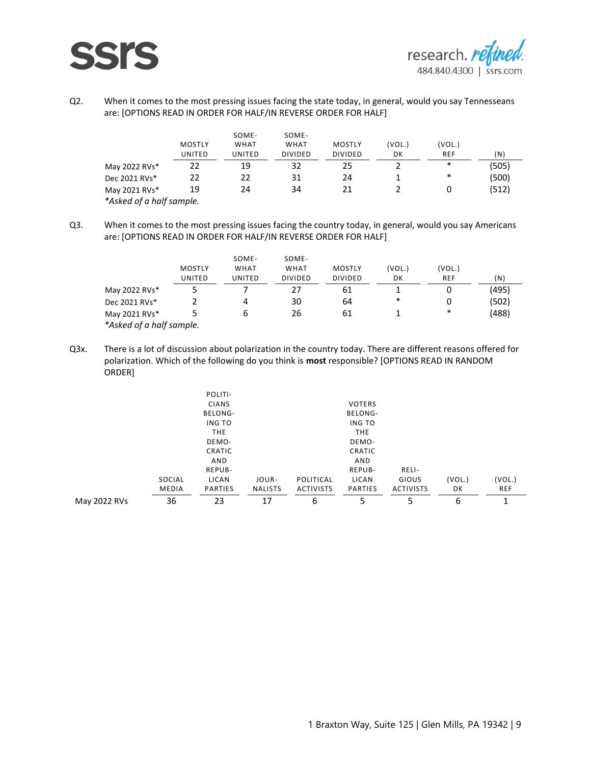Q2. When it comes to the most pressing issues facing the state today, in general, would you say Tennesseans are: [OPTIONS READ IN ORDER FOR HALF/IN REVERSE ORDER FOR HALF]

| | MOSTLY UNITED | SOME-WHAT UNITED | SOME-WHAT DIVIDED | MOSTLY DIVIDED | (VOL.) DK | (VOL.) REF | (N) |
|---|---|---|---|---|---|---|---|
| May 2022 RVs* | 22 | 19 | 32 | 25 | 2 | * | (505) |
| Dec 2021 RVs* | 22 | 22 | 31 | 24 | 1 | * | (500) |
| May 2021 RVs* | 19 | 24 | 34 | 21 | 2 | 0 | (512) |

*\*Asked of a half sample.*

Q3. When it comes to the most pressing issues facing the country today, in general, would you say Americans are: [OPTIONS READ IN ORDER FOR HALF/IN REVERSE ORDER FOR HALF]

| | MOSTLY UNITED | SOME-WHAT UNITED | SOME-WHAT DIVIDED | MOSTLY DIVIDED | (VOL.) DK | (VOL.) REF | (N) |
|---|---|---|---|---|---|---|---|
| May 2022 RVs* | 5 | 7 | 27 | 61 | 1 | 0 | (495) |
| Dec 2021 RVs* | 2 | 4 | 30 | 64 | * | 0 | (502) |
| May 2021 RVs* | 5 | 6 | 26 | 61 | 1 | * | (488) |

*\*Asked of a half sample.*

Q3x. There is a lot of discussion about polarization in the country today. There are different reasons offered for polarization. Which of the following do you think is **most** responsible? [OPTIONS READ IN RANDOM ORDER]

| | SOCIAL MEDIA | POLITI-CIANS BELONG-ING TO THE DEMO-CRATIC AND REPUB-LICAN PARTIES | JOUR-NALISTS | POLITICAL ACTIVISTS | VOTERS BELONG-ING TO THE DEMO-CRATIC AND REPUB-LICAN PARTIES | RELI-GIOUS ACTIVISTS | (VOL.) DK | (VOL.) REF |
|---|---|---|---|---|---|---|---|---|
| May 2022 RVs | 36 | 23 | 17 | 6 | 5 | 5 | 6 | 1 |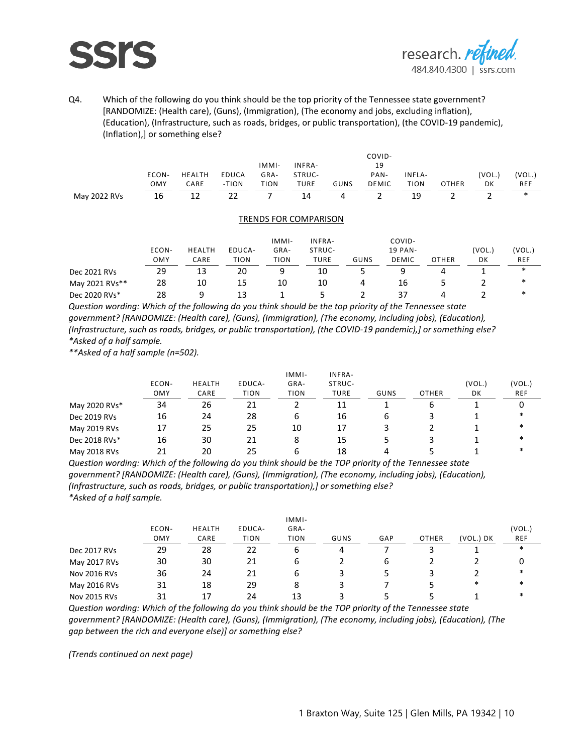Q4. Which of the following do you think should be the top priority of the Tennessee state government? [RANDOMIZE: (Health care), (Guns), (Immigration), (The economy and jobs, excluding inflation), (Education), (Infrastructure, such as roads, bridges, or public transportation), (the COVID-19 pandemic), (Inflation),] or something else?

| | ECON-OMY | HEALTH CARE | EDUCA-TION | IMMI-GRA-TION | INFRA-STRUC-TURE | GUNS | COVID-19 PAN-DEMIC | INFLA-TION | OTHER | (VOL.) DK | (VOL.) REF |
|---|---|---|---|---|---|---|---|---|---|---|---|
| May 2022 RVs | 16 | 12 | 22 | 7 | 14 | 4 | 2 | 19 | 2 | 2 | * |

TRENDS FOR COMPARISON

| | ECON-OMY | HEALTH CARE | EDUCA-TION | IMMI-GRA-TION | INFRA-STRUC-TURE | GUNS | COVID-19 PAN-DEMIC | OTHER | (VOL.) DK | (VOL.) REF |
|---|---|---|---|---|---|---|---|---|---|---|
| Dec 2021 RVs | 29 | 13 | 20 | 9 | 10 | 5 | 9 | 4 | 1 | * |
| May 2021 RVs** | 28 | 10 | 15 | 10 | 10 | 4 | 16 | 5 | 2 | * |
| Dec 2020 RVs* | 28 | 9 | 13 | 1 | 5 | 2 | 37 | 4 | 2 | * |

*Question wording: Which of the following do you think should be the top priority of the Tennessee state government? [RANDOMIZE: (Health care), (Guns), (Immigration), (The economy, including jobs), (Education), (Infrastructure, such as roads, bridges, or public transportation), (the COVID-19 pandemic),] or something else?*
*\*Asked of a half sample.*
*\*\*Asked of a half sample (n=502).*

| | ECON-OMY | HEALTH CARE | EDUCA-TION | IMMI-GRA-TION | INFRA-STRUC-TURE | GUNS | OTHER | (VOL.) DK | (VOL.) REF |
|---|---|---|---|---|---|---|---|---|---|
| May 2020 RVs* | 34 | 26 | 21 | 2 | 11 | 1 | 6 | 1 | 0 |
| Dec 2019 RVs | 16 | 24 | 28 | 6 | 16 | 6 | 3 | 1 | * |
| May 2019 RVs | 17 | 25 | 25 | 10 | 17 | 3 | 2 | 1 | * |
| Dec 2018 RVs* | 16 | 30 | 21 | 8 | 15 | 5 | 3 | 1 | * |
| May 2018 RVs | 21 | 20 | 25 | 6 | 18 | 4 | 5 | 1 | * |

*Question wording: Which of the following do you think should be the TOP priority of the Tennessee state government? [RANDOMIZE: (Health care), (Guns), (Immigration), (The economy, including jobs), (Education), (Infrastructure, such as roads, bridges, or public transportation),] or something else?*
*\*Asked of a half sample.*

| | ECON-OMY | HEALTH CARE | EDUCA-TION | IMMI-GRA-TION | GUNS | GAP | OTHER | (VOL.) DK | (VOL.) REF |
|---|---|---|---|---|---|---|---|---|---|
| Dec 2017 RVs | 29 | 28 | 22 | 6 | 4 | 7 | 3 | 1 | * |
| May 2017 RVs | 30 | 30 | 21 | 6 | 2 | 6 | 2 | 2 | 0 |
| Nov 2016 RVs | 36 | 24 | 21 | 6 | 3 | 5 | 3 | 2 | * |
| May 2016 RVs | 31 | 18 | 29 | 8 | 3 | 7 | 5 | * | * |
| Nov 2015 RVs | 31 | 17 | 24 | 13 | 3 | 5 | 5 | 1 | * |

*Question wording: Which of the following do you think should be the TOP priority of the Tennessee state government? [RANDOMIZE: (Health care), (Guns), (Immigration), (The economy, including jobs), (Education), (The gap between the rich and everyone else)] or something else?*

*(Trends continued on next page)*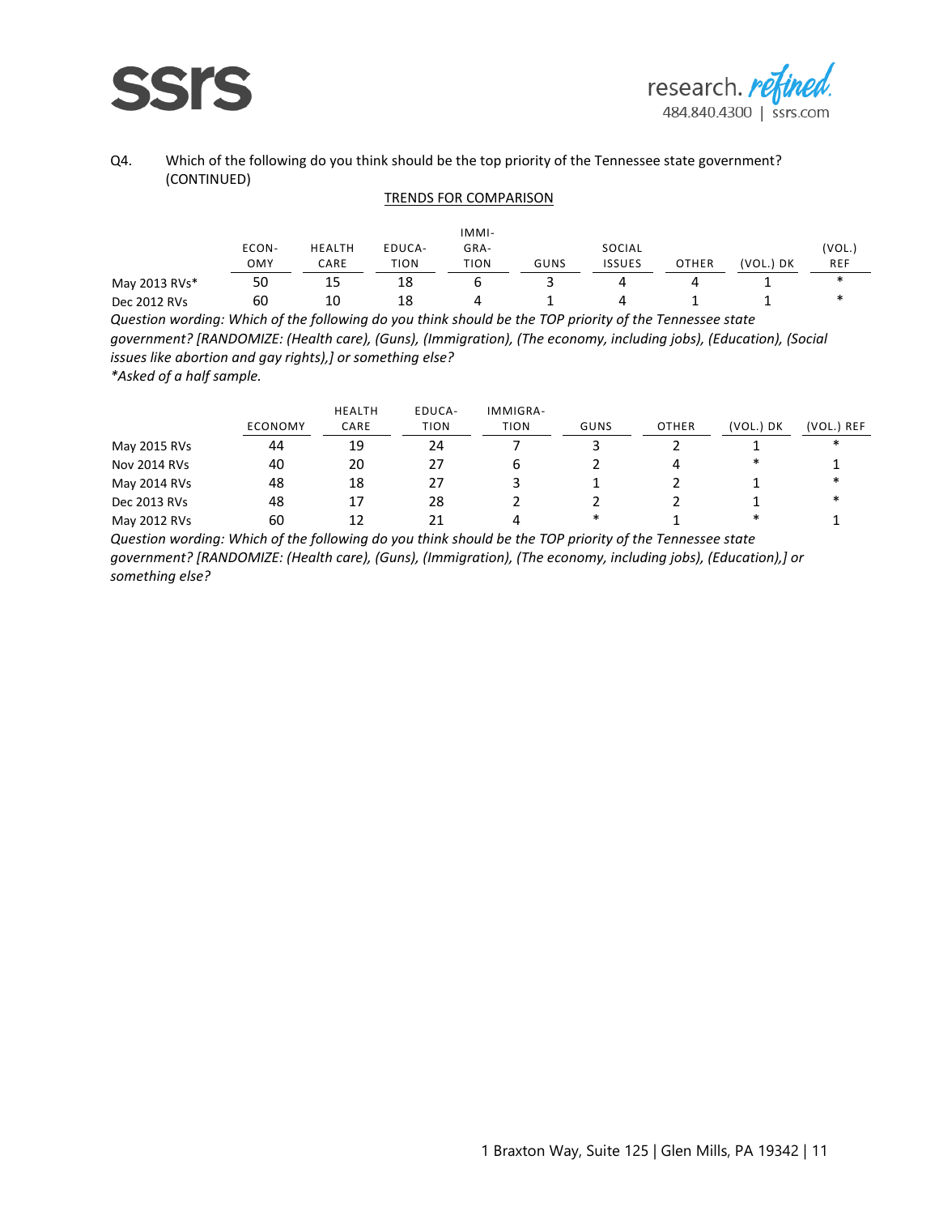Q4. Which of the following do you think should be the top priority of the Tennessee state government? (CONTINUED)

TRENDS FOR COMPARISON

| | ECONOMY | HEALTH CARE | EDUCATION | IMMIGRATION | GUNS | SOCIAL ISSUES | OTHER | (VOL.) DK | (VOL.) REF |
|---|---|---|---|---|---|---|---|---|---|
| May 2013 RVs* | 50 | 15 | 18 | 6 | 3 | 4 | 4 | 1 | * |
| Dec 2012 RVs | 60 | 10 | 18 | 4 | 1 | 4 | 1 | 1 | * |

*Question wording: Which of the following do you think should be the TOP priority of the Tennessee state government? [RANDOMIZE: (Health care), (Guns), (Immigration), (The economy, including jobs), (Education), (Social issues like abortion and gay rights),] or something else?*
*\*Asked of a half sample.*

| | ECONOMY | HEALTH CARE | EDUCATION | IMMIGRATION | GUNS | OTHER | (VOL.) DK | (VOL.) REF |
|---|---|---|---|---|---|---|---|---|
| May 2015 RVs | 44 | 19 | 24 | 7 | 3 | 2 | 1 | * |
| Nov 2014 RVs | 40 | 20 | 27 | 6 | 2 | 4 | * | 1 |
| May 2014 RVs | 48 | 18 | 27 | 3 | 1 | 2 | 1 | * |
| Dec 2013 RVs | 48 | 17 | 28 | 2 | 2 | 2 | 1 | * |
| May 2012 RVs | 60 | 12 | 21 | 4 | * | 1 | * | 1 |

*Question wording: Which of the following do you think should be the TOP priority of the Tennessee state government? [RANDOMIZE: (Health care), (Guns), (Immigration), (The economy, including jobs), (Education),] or something else?*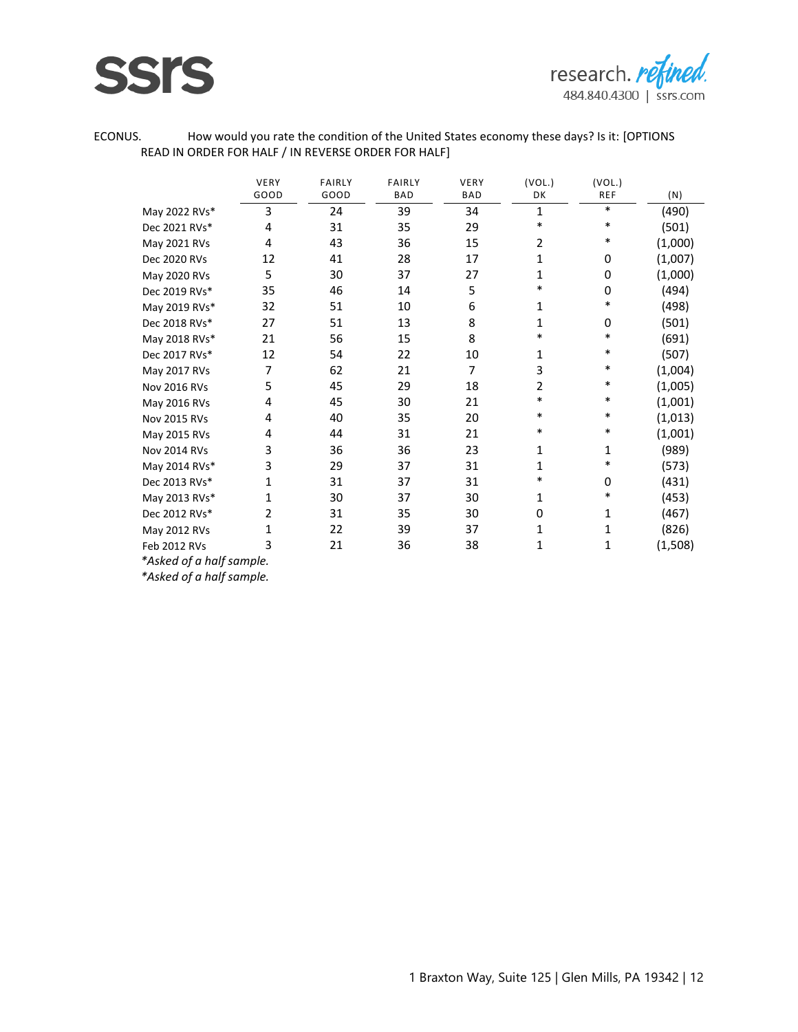ECONUS. How would you rate the condition of the United States economy these days? Is it: [OPTIONS READ IN ORDER FOR HALF / IN REVERSE ORDER FOR HALF]

| | VERY GOOD | FAIRLY GOOD | FAIRLY BAD | VERY BAD | (VOL.) DK | (VOL.) REF | (N) |
|---|---|---|---|---|---|---|---|
| May 2022 RVs* | 3 | 24 | 39 | 34 | 1 | * | (490) |
| Dec 2021 RVs* | 4 | 31 | 35 | 29 | * | * | (501) |
| May 2021 RVs | 4 | 43 | 36 | 15 | 2 | * | (1,000) |
| Dec 2020 RVs | 12 | 41 | 28 | 17 | 1 | 0 | (1,007) |
| May 2020 RVs | 5 | 30 | 37 | 27 | 1 | 0 | (1,000) |
| Dec 2019 RVs* | 35 | 46 | 14 | 5 | * | 0 | (494) |
| May 2019 RVs* | 32 | 51 | 10 | 6 | 1 | * | (498) |
| Dec 2018 RVs* | 27 | 51 | 13 | 8 | 1 | 0 | (501) |
| May 2018 RVs* | 21 | 56 | 15 | 8 | * | * | (691) |
| Dec 2017 RVs* | 12 | 54 | 22 | 10 | 1 | * | (507) |
| May 2017 RVs | 7 | 62 | 21 | 7 | 3 | * | (1,004) |
| Nov 2016 RVs | 5 | 45 | 29 | 18 | 2 | * | (1,005) |
| May 2016 RVs | 4 | 45 | 30 | 21 | * | * | (1,001) |
| Nov 2015 RVs | 4 | 40 | 35 | 20 | * | * | (1,013) |
| May 2015 RVs | 4 | 44 | 31 | 21 | * | * | (1,001) |
| Nov 2014 RVs | 3 | 36 | 36 | 23 | 1 | 1 | (989) |
| May 2014 RVs* | 3 | 29 | 37 | 31 | 1 | * | (573) |
| Dec 2013 RVs* | 1 | 31 | 37 | 31 | * | 0 | (431) |
| May 2013 RVs* | 1 | 30 | 37 | 30 | 1 | * | (453) |
| Dec 2012 RVs* | 2 | 31 | 35 | 30 | 0 | 1 | (467) |
| May 2012 RVs | 1 | 22 | 39 | 37 | 1 | 1 | (826) |
| Feb 2012 RVs | 3 | 21 | 36 | 38 | 1 | 1 | (1,508) |

*Asked of a half sample.

*Asked of a half sample.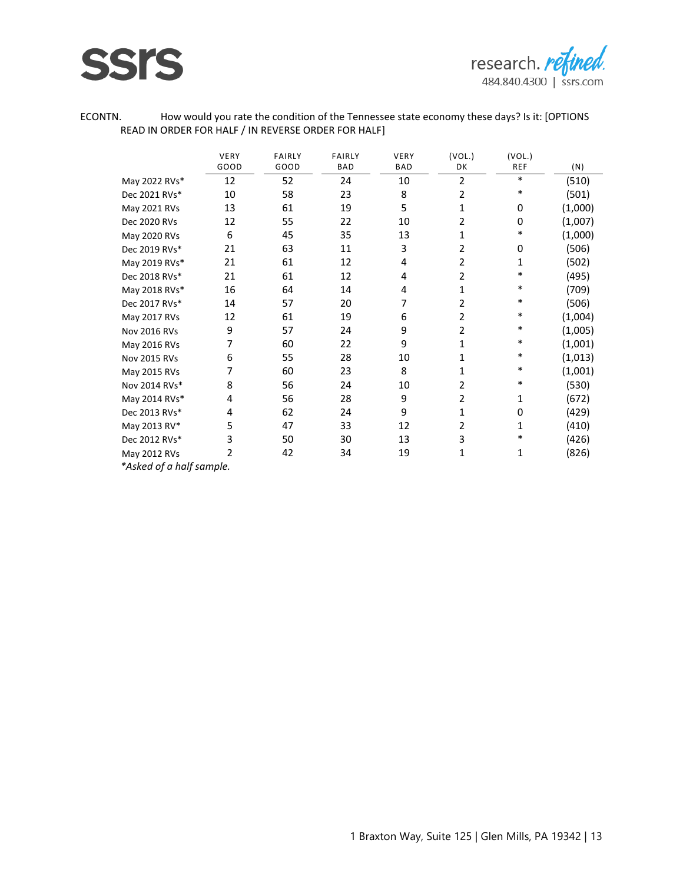ECONTN. How would you rate the condition of the Tennessee state economy these days? Is it: [OPTIONS READ IN ORDER FOR HALF / IN REVERSE ORDER FOR HALF]

| | VERY GOOD | FAIRLY GOOD | FAIRLY BAD | VERY BAD | (VOL.) DK | (VOL.) REF | (N) |
|---|---|---|---|---|---|---|---|
| May 2022 RVs* | 12 | 52 | 24 | 10 | 2 | * | (510) |
| Dec 2021 RVs* | 10 | 58 | 23 | 8 | 2 | * | (501) |
| May 2021 RVs | 13 | 61 | 19 | 5 | 1 | 0 | (1,000) |
| Dec 2020 RVs | 12 | 55 | 22 | 10 | 2 | 0 | (1,007) |
| May 2020 RVs | 6 | 45 | 35 | 13 | 1 | * | (1,000) |
| Dec 2019 RVs* | 21 | 63 | 11 | 3 | 2 | 0 | (506) |
| May 2019 RVs* | 21 | 61 | 12 | 4 | 2 | 1 | (502) |
| Dec 2018 RVs* | 21 | 61 | 12 | 4 | 2 | * | (495) |
| May 2018 RVs* | 16 | 64 | 14 | 4 | 1 | * | (709) |
| Dec 2017 RVs* | 14 | 57 | 20 | 7 | 2 | * | (506) |
| May 2017 RVs | 12 | 61 | 19 | 6 | 2 | * | (1,004) |
| Nov 2016 RVs | 9 | 57 | 24 | 9 | 2 | * | (1,005) |
| May 2016 RVs | 7 | 60 | 22 | 9 | 1 | * | (1,001) |
| Nov 2015 RVs | 6 | 55 | 28 | 10 | 1 | * | (1,013) |
| May 2015 RVs | 7 | 60 | 23 | 8 | 1 | * | (1,001) |
| Nov 2014 RVs* | 8 | 56 | 24 | 10 | 2 | * | (530) |
| May 2014 RVs* | 4 | 56 | 28 | 9 | 2 | 1 | (672) |
| Dec 2013 RVs* | 4 | 62 | 24 | 9 | 1 | 0 | (429) |
| May 2013 RV* | 5 | 47 | 33 | 12 | 2 | 1 | (410) |
| Dec 2012 RVs* | 3 | 50 | 30 | 13 | 3 | * | (426) |
| May 2012 RVs | 2 | 42 | 34 | 19 | 1 | 1 | (826) |

*\*Asked of a half sample.*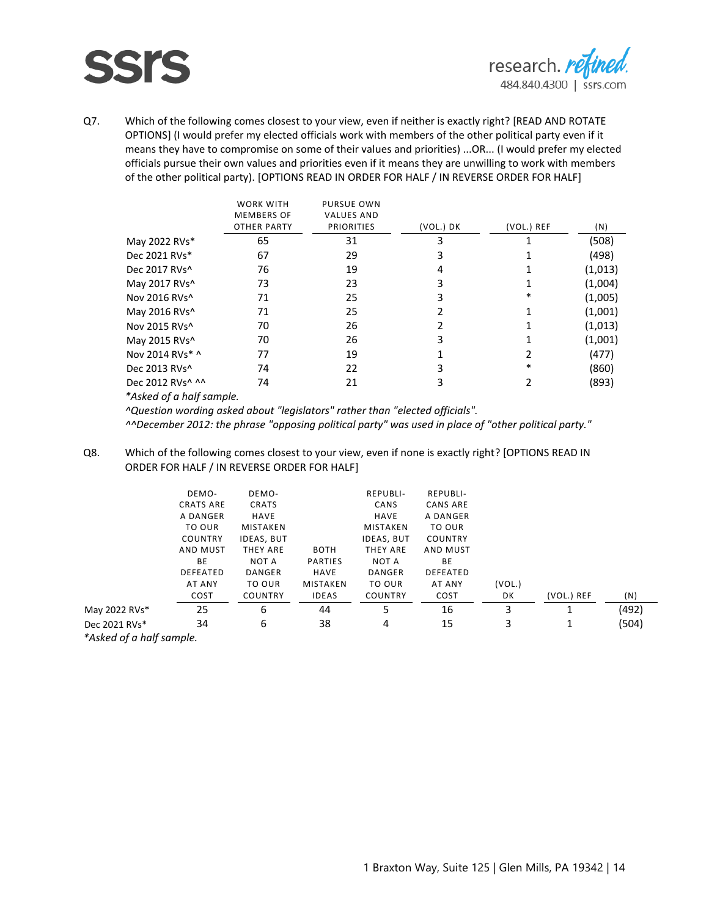Q7. Which of the following comes closest to your view, even if neither is exactly right? [READ AND ROTATE OPTIONS] (I would prefer my elected officials work with members of the other political party even if it means they have to compromise on some of their values and priorities) ...OR... (I would prefer my elected officials pursue their own values and priorities even if it means they are unwilling to work with members of the other political party). [OPTIONS READ IN ORDER FOR HALF / IN REVERSE ORDER FOR HALF]

| | WORK WITH MEMBERS OF OTHER PARTY | PURSUE OWN VALUES AND PRIORITIES | (VOL.) DK | (VOL.) REF | (N) |
|---|---|---|---|---|---|
| May 2022 RVs* | 65 | 31 | 3 | 1 | (508) |
| Dec 2021 RVs* | 67 | 29 | 3 | 1 | (498) |
| Dec 2017 RVs^ | 76 | 19 | 4 | 1 | (1,013) |
| May 2017 RVs^ | 73 | 23 | 3 | 1 | (1,004) |
| Nov 2016 RVs^ | 71 | 25 | 3 | * | (1,005) |
| May 2016 RVs^ | 71 | 25 | 2 | 1 | (1,001) |
| Nov 2015 RVs^ | 70 | 26 | 2 | 1 | (1,013) |
| May 2015 RVs^ | 70 | 26 | 3 | 1 | (1,001) |
| Nov 2014 RVs* ^ | 77 | 19 | 1 | 2 | (477) |
| Dec 2013 RVs^ | 74 | 22 | 3 | * | (860) |
| Dec 2012 RVs^ ^^ | 74 | 21 | 3 | 2 | (893) |

*\*Asked of a half sample.*

*^Question wording asked about "legislators" rather than "elected officials".*

*^^December 2012: the phrase "opposing political party" was used in place of "other political party."*

Q8. Which of the following comes closest to your view, even if none is exactly right? [OPTIONS READ IN ORDER FOR HALF / IN REVERSE ORDER FOR HALF]

| | DEMOCRATS ARE A DANGER TO OUR COUNTRY AND MUST BE DEFEATED AT ANY COST | DEMOCRATS HAVE MISTAKEN IDEAS, BUT THEY ARE NOT A DANGER TO OUR COUNTRY | BOTH PARTIES HAVE MISTAKEN IDEAS | REPUBLICANS HAVE MISTAKEN IDEAS, BUT THEY ARE NOT A DANGER TO OUR COUNTRY | REPUBLICANS ARE A DANGER TO OUR COUNTRY AND MUST BE DEFEATED AT ANY COST | (VOL.) DK | (VOL.) REF | (N) |
|---|---|---|---|---|---|---|---|---|
| May 2022 RVs* | 25 | 6 | 44 | 5 | 16 | 3 | 1 | (492) |
| Dec 2021 RVs* | 34 | 6 | 38 | 4 | 15 | 3 | 1 | (504) |

*\*Asked of a half sample.*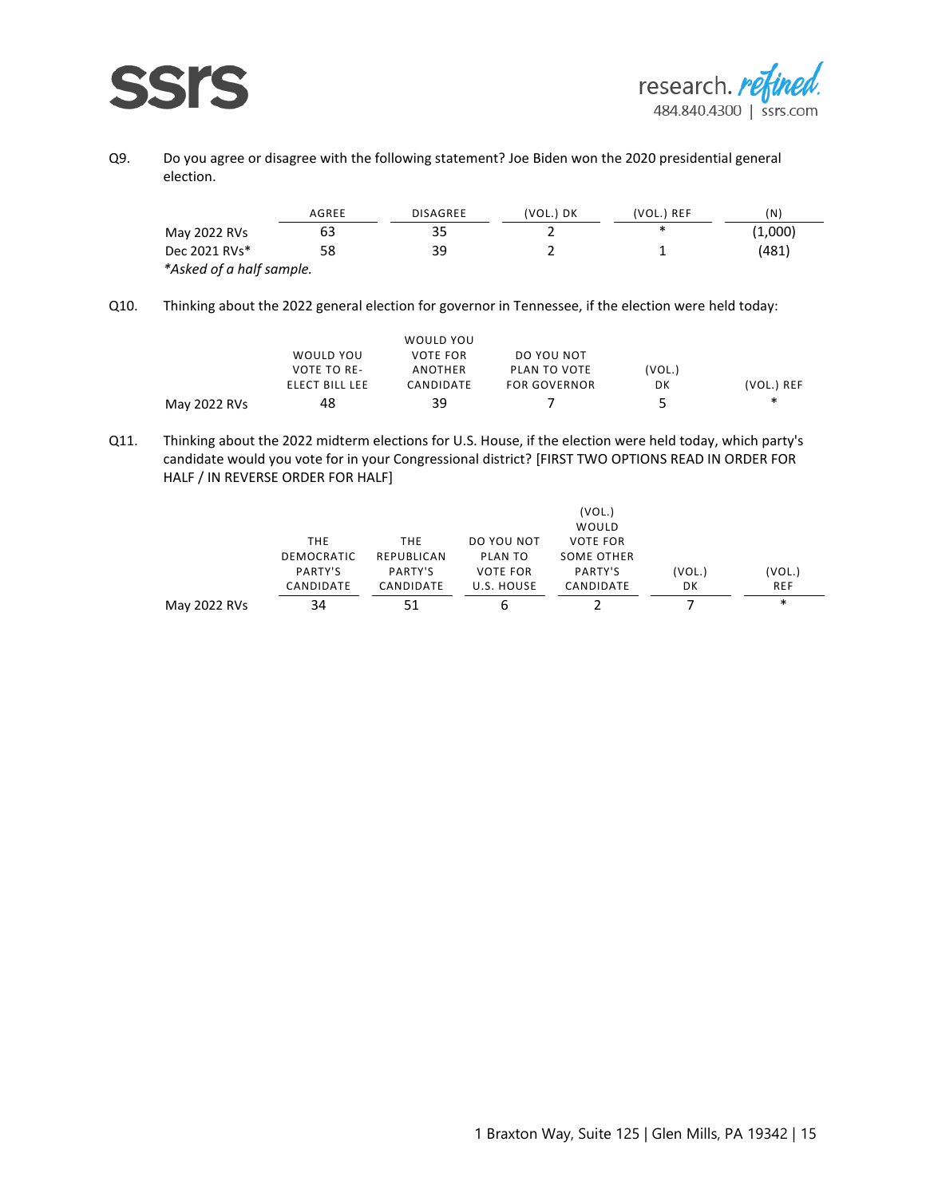Q9. Do you agree or disagree with the following statement? Joe Biden won the 2020 presidential general election.

| | AGREE | DISAGREE | (VOL.) DK | (VOL.) REF | (N) |
|---|---|---|---|---|---|
| May 2022 RVs | 63 | 35 | 2 | * | (1,000) |
| Dec 2021 RVs* | 58 | 39 | 2 | 1 | (481) |

*\*Asked of a half sample.*

Q10. Thinking about the 2022 general election for governor in Tennessee, if the election were held today:

| | WOULD YOU VOTE TO RE-ELECT BILL LEE | WOULD YOU VOTE FOR ANOTHER CANDIDATE | DO YOU NOT PLAN TO VOTE FOR GOVERNOR | (VOL.) DK | (VOL.) REF |
|---|---|---|---|---|---|
| May 2022 RVs | 48 | 39 | 7 | 5 | * |

Q11. Thinking about the 2022 midterm elections for U.S. House, if the election were held today, which party's candidate would you vote for in your Congressional district? [FIRST TWO OPTIONS READ IN ORDER FOR HALF / IN REVERSE ORDER FOR HALF]

| | THE DEMOCRATIC PARTY'S CANDIDATE | THE REPUBLICAN PARTY'S CANDIDATE | DO YOU NOT PLAN TO VOTE FOR U.S. HOUSE | (VOL.) WOULD VOTE FOR SOME OTHER PARTY'S CANDIDATE | (VOL.) DK | (VOL.) REF |
|---|---|---|---|---|---|---|
| May 2022 RVs | 34 | 51 | 6 | 2 | 7 | * |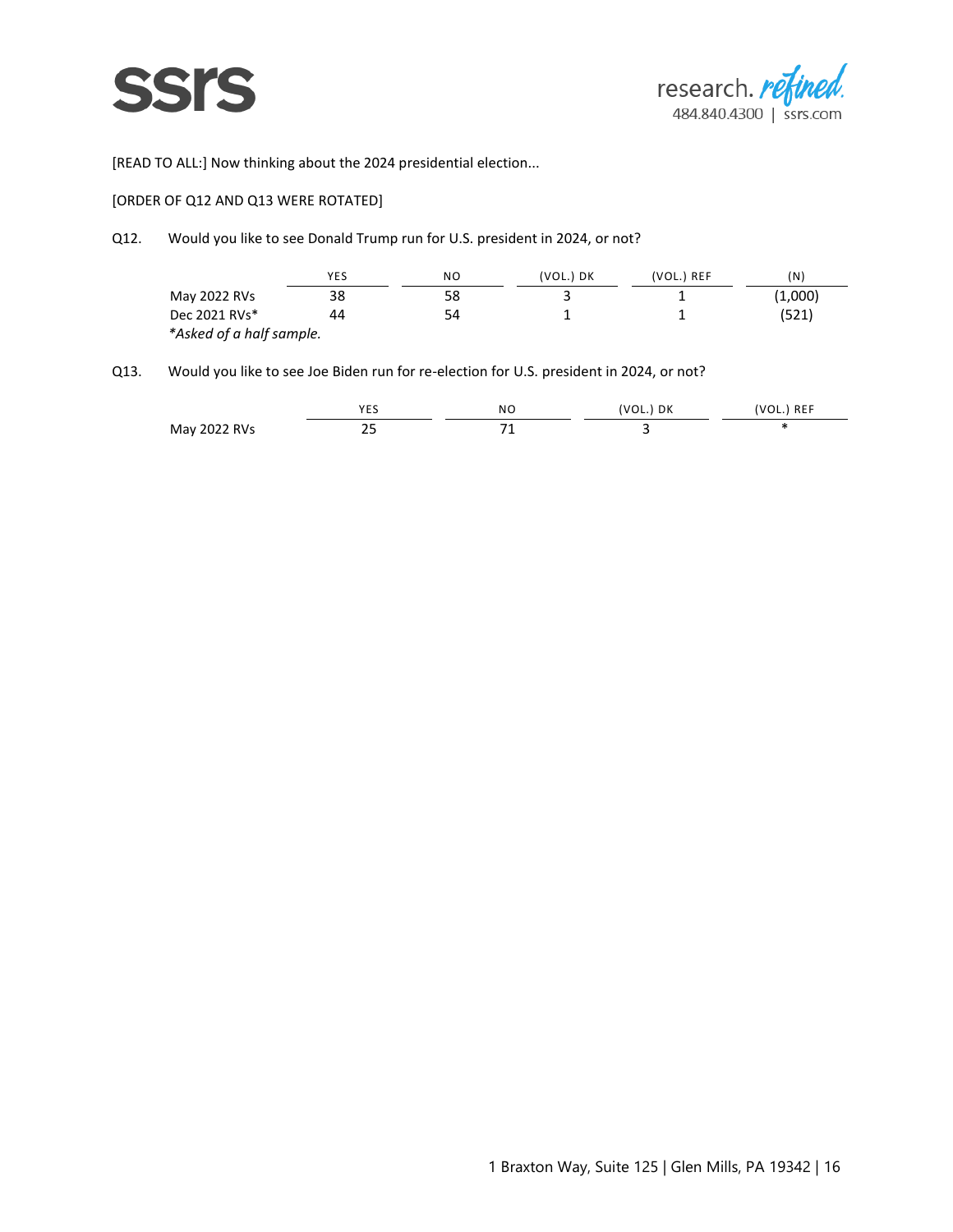[READ TO ALL:] Now thinking about the 2024 presidential election...

[ORDER OF Q12 AND Q13 WERE ROTATED]

Q12. Would you like to see Donald Trump run for U.S. president in 2024, or not?

| | YES | NO | (VOL.) DK | (VOL.) REF | (N) |
|---|---|---|---|---|---|
| May 2022 RVs | 38 | 58 | 3 | 1 | (1,000) |
| Dec 2021 RVs* | 44 | 54 | 1 | 1 | (521) |

*\*Asked of a half sample.*

Q13. Would you like to see Joe Biden run for re-election for U.S. president in 2024, or not?

| | YES | NO | (VOL.) DK | (VOL.) REF |
|---|---|---|---|---|
| May 2022 RVs | 25 | 71 | 3 | * |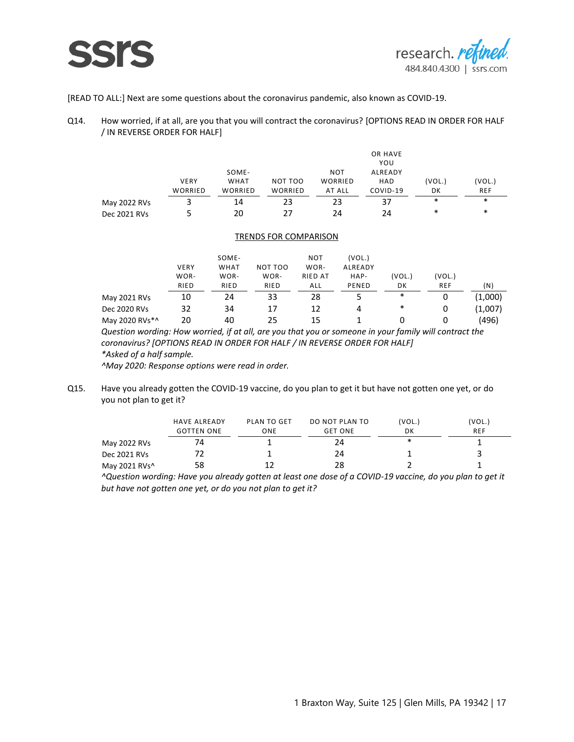[READ TO ALL:] Next are some questions about the coronavirus pandemic, also known as COVID-19.

Q14. How worried, if at all, are you that you will contract the coronavirus? [OPTIONS READ IN ORDER FOR HALF / IN REVERSE ORDER FOR HALF]

| | VERY WORRIED | SOME-WHAT WORRIED | NOT TOO WORRIED | NOT WORRIED AT ALL | OR HAVE YOU ALREADY HAD COVID-19 | (VOL.) DK | (VOL.) REF |
|---|---|---|---|---|---|---|---|
| May 2022 RVs | 3 | 14 | 23 | 23 | 37 | * | * |
| Dec 2021 RVs | 5 | 20 | 27 | 24 | 24 | * | * |

TRENDS FOR COMPARISON

| | VERY WOR-RIED | SOME-WHAT WOR-RIED | NOT TOO WOR-RIED | NOT WOR-RIED AT ALL | (VOL.) ALREADY HAP-PENED | (VOL.) DK | (VOL.) REF | (N) |
|---|---|---|---|---|---|---|---|---|
| May 2021 RVs | 10 | 24 | 33 | 28 | 5 | * | 0 | (1,000) |
| Dec 2020 RVs | 32 | 34 | 17 | 12 | 4 | * | 0 | (1,007) |
| May 2020 RVs*^ | 20 | 40 | 25 | 15 | 1 | 0 | 0 | (496) |

*Question wording: How worried, if at all, are you that you or someone in your family will contract the coronavirus? [OPTIONS READ IN ORDER FOR HALF / IN REVERSE ORDER FOR HALF]*
**Asked of a half sample.*
*^May 2020: Response options were read in order.*

Q15. Have you already gotten the COVID-19 vaccine, do you plan to get it but have not gotten one yet, or do you not plan to get it?

| | HAVE ALREADY GOTTEN ONE | PLAN TO GET ONE | DO NOT PLAN TO GET ONE | (VOL.) DK | (VOL.) REF |
|---|---|---|---|---|---|
| May 2022 RVs | 74 | 1 | 24 | * | 1 |
| Dec 2021 RVs | 72 | 1 | 24 | 1 | 3 |
| May 2021 RVs^ | 58 | 12 | 28 | 2 | 1 |

*^Question wording: Have you already gotten at least one dose of a COVID-19 vaccine, do you plan to get it but have not gotten one yet, or do you not plan to get it?*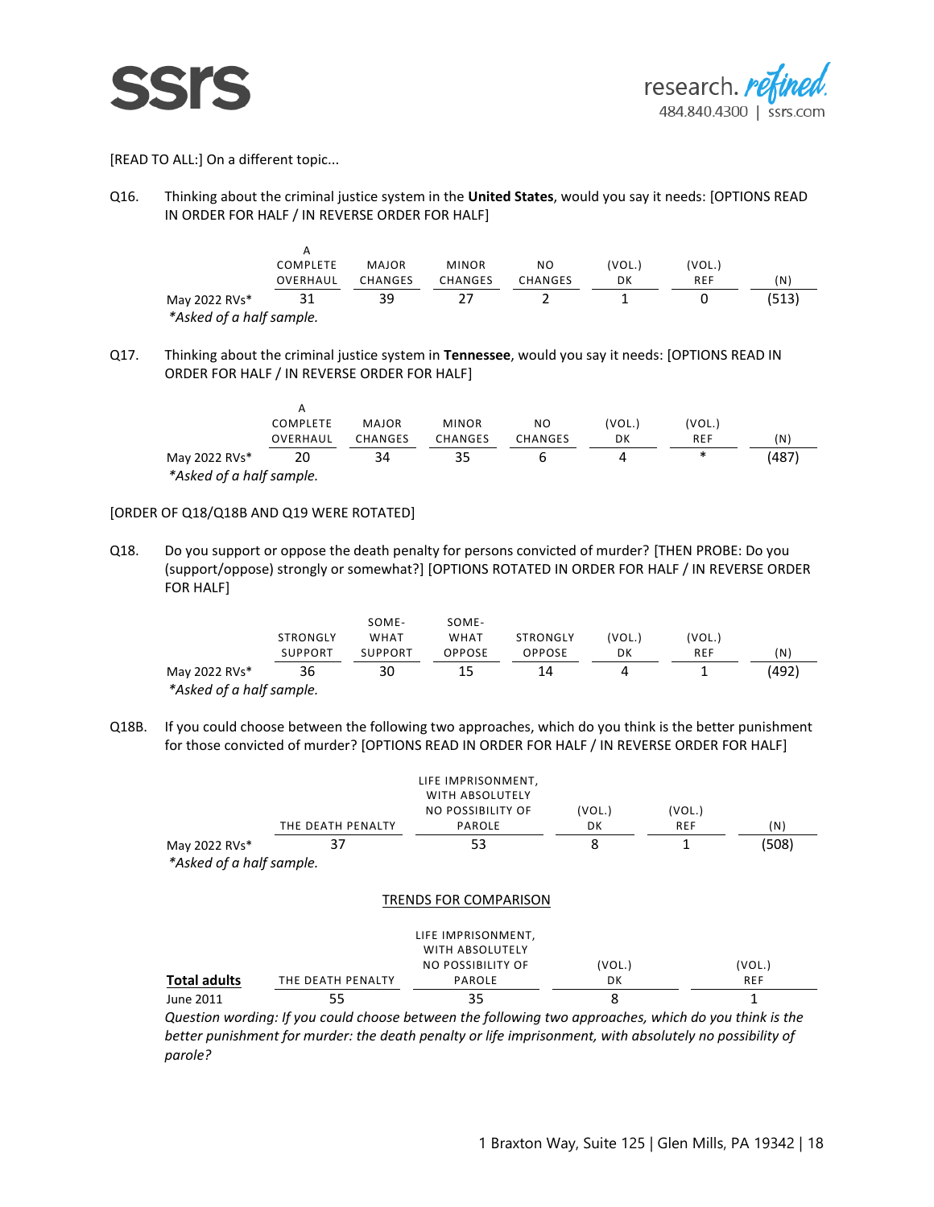[READ TO ALL:] On a different topic...

Q16. Thinking about the criminal justice system in the **United States**, would you say it needs: [OPTIONS READ IN ORDER FOR HALF / IN REVERSE ORDER FOR HALF]

| | A COMPLETE OVERHAUL | MAJOR CHANGES | MINOR CHANGES | NO CHANGES | (VOL.) DK | (VOL.) REF | (N) |
|---|---|---|---|---|---|---|---|
| May 2022 RVs* | 31 | 39 | 27 | 2 | 1 | 0 | (513) |

*\*Asked of a half sample.*

Q17. Thinking about the criminal justice system in **Tennessee**, would you say it needs: [OPTIONS READ IN ORDER FOR HALF / IN REVERSE ORDER FOR HALF]

| | A COMPLETE OVERHAUL | MAJOR CHANGES | MINOR CHANGES | NO CHANGES | (VOL.) DK | (VOL.) REF | (N) |
|---|---|---|---|---|---|---|---|
| May 2022 RVs* | 20 | 34 | 35 | 6 | 4 | * | (487) |

*\*Asked of a half sample.*

[ORDER OF Q18/Q18B AND Q19 WERE ROTATED]

Q18. Do you support or oppose the death penalty for persons convicted of murder? [THEN PROBE: Do you (support/oppose) strongly or somewhat?] [OPTIONS ROTATED IN ORDER FOR HALF / IN REVERSE ORDER FOR HALF]

| | STRONGLY SUPPORT | SOME-WHAT SUPPORT | SOME-WHAT OPPOSE | STRONGLY OPPOSE | (VOL.) DK | (VOL.) REF | (N) |
|---|---|---|---|---|---|---|---|
| May 2022 RVs* | 36 | 30 | 15 | 14 | 4 | 1 | (492) |

*\*Asked of a half sample.*

Q18B. If you could choose between the following two approaches, which do you think is the better punishment for those convicted of murder? [OPTIONS READ IN ORDER FOR HALF / IN REVERSE ORDER FOR HALF]

| | THE DEATH PENALTY | LIFE IMPRISONMENT, WITH ABSOLUTELY NO POSSIBILITY OF PAROLE | (VOL.) DK | (VOL.) REF | (N) |
|---|---|---|---|---|---|
| May 2022 RVs* | 37 | 53 | 8 | 1 | (508) |

*\*Asked of a half sample.*

TRENDS FOR COMPARISON

| **Total adults** | THE DEATH PENALTY | LIFE IMPRISONMENT, WITH ABSOLUTELY NO POSSIBILITY OF PAROLE | (VOL.) DK | (VOL.) REF |
|---|---|---|---|---|
| June 2011 | 55 | 35 | 8 | 1 |

*Question wording: If you could choose between the following two approaches, which do you think is the better punishment for murder: the death penalty or life imprisonment, with absolutely no possibility of parole?*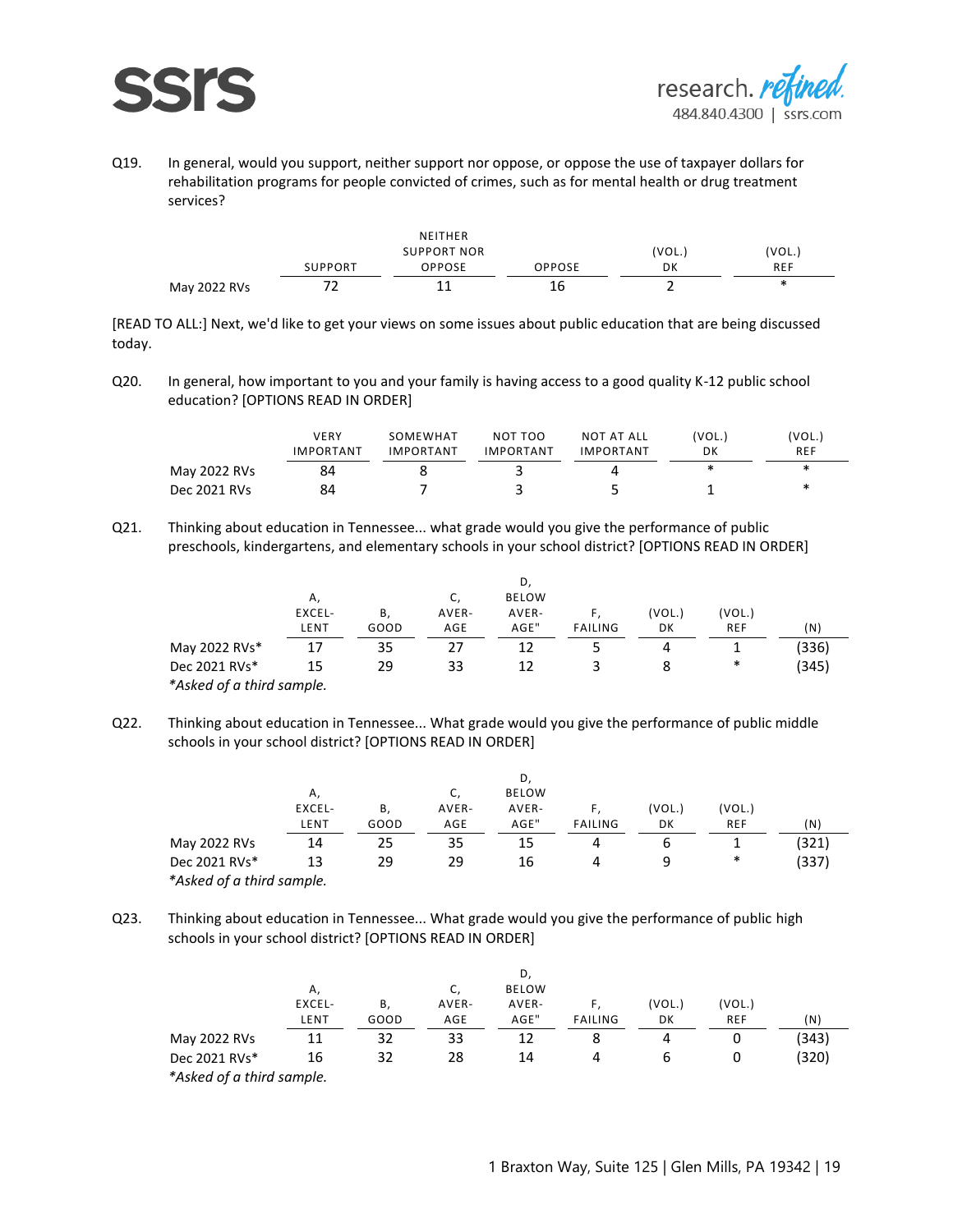Q19. In general, would you support, neither support nor oppose, or oppose the use of taxpayer dollars for rehabilitation programs for people convicted of crimes, such as for mental health or drug treatment services?

| | SUPPORT | NEITHER SUPPORT NOR OPPOSE | OPPOSE | (VOL.) DK | (VOL.) REF |
|---|---|---|---|---|---|
| May 2022 RVs | 72 | 11 | 16 | 2 | * |

[READ TO ALL:] Next, we'd like to get your views on some issues about public education that are being discussed today.

Q20. In general, how important to you and your family is having access to a good quality K-12 public school education? [OPTIONS READ IN ORDER]

| | VERY IMPORTANT | SOMEWHAT IMPORTANT | NOT TOO IMPORTANT | NOT AT ALL IMPORTANT | (VOL.) DK | (VOL.) REF |
|---|---|---|---|---|---|---|
| May 2022 RVs | 84 | 8 | 3 | 4 | * | * |
| Dec 2021 RVs | 84 | 7 | 3 | 5 | 1 | * |

Q21. Thinking about education in Tennessee... what grade would you give the performance of public preschools, kindergartens, and elementary schools in your school district? [OPTIONS READ IN ORDER]

| | A, EXCEL-LENT | B, GOOD | C, AVER-AGE | D, BELOW AVER-AGE" | F, FAILING | (VOL.) DK | (VOL.) REF | (N) |
|---|---|---|---|---|---|---|---|---|
| May 2022 RVs* | 17 | 35 | 27 | 12 | 5 | 4 | 1 | (336) |
| Dec 2021 RVs* | 15 | 29 | 33 | 12 | 3 | 8 | * | (345) |

*\*Asked of a third sample.*

Q22. Thinking about education in Tennessee... What grade would you give the performance of public middle schools in your school district? [OPTIONS READ IN ORDER]

| | A, EXCEL-LENT | B, GOOD | C, AVER-AGE | D, BELOW AVER-AGE" | F, FAILING | (VOL.) DK | (VOL.) REF | (N) |
|---|---|---|---|---|---|---|---|---|
| May 2022 RVs | 14 | 25 | 35 | 15 | 4 | 6 | 1 | (321) |
| Dec 2021 RVs* | 13 | 29 | 29 | 16 | 4 | 9 | * | (337) |

*\*Asked of a third sample.*

Q23. Thinking about education in Tennessee... What grade would you give the performance of public high schools in your school district? [OPTIONS READ IN ORDER]

| | A, EXCEL-LENT | B, GOOD | C, AVER-AGE | D, BELOW AVER-AGE" | F, FAILING | (VOL.) DK | (VOL.) REF | (N) |
|---|---|---|---|---|---|---|---|---|
| May 2022 RVs | 11 | 32 | 33 | 12 | 8 | 4 | 0 | (343) |
| Dec 2021 RVs* | 16 | 32 | 28 | 14 | 4 | 6 | 0 | (320) |

*\*Asked of a third sample.*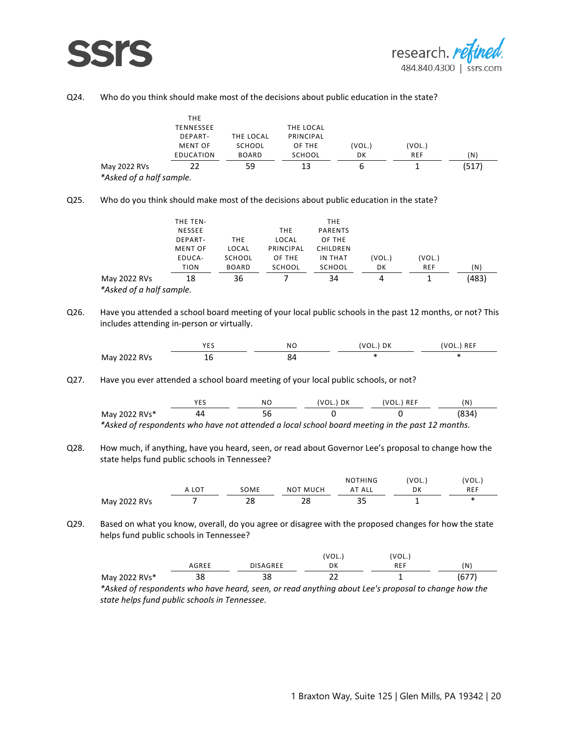Q24. Who do you think should make most of the decisions about public education in the state?

| | THE TENNESSEE DEPARTMENT OF EDUCATION | THE LOCAL SCHOOL BOARD | THE LOCAL PRINCIPAL OF THE SCHOOL | (VOL.) DK | (VOL.) REF | (N) |
|---|---|---|---|---|---|---|
| May 2022 RVs | 22 | 59 | 13 | 6 | 1 | (517) |

*Asked of a half sample.*

Q25. Who do you think should make most of the decisions about public education in the state?

| | THE TENNESSEE DEPARTMENT OF EDUCATION | THE LOCAL SCHOOL BOARD | THE LOCAL PRINCIPAL OF THE SCHOOL | THE PARENTS OF THE CHILDREN IN THAT SCHOOL | (VOL.) DK | (VOL.) REF | (N) |
|---|---|---|---|---|---|---|---|
| May 2022 RVs | 18 | 36 | 7 | 34 | 4 | 1 | (483) |

*Asked of a half sample.*

Q26. Have you attended a school board meeting of your local public schools in the past 12 months, or not? This includes attending in-person or virtually.

| | YES | NO | (VOL.) DK | (VOL.) REF |
|---|---|---|---|---|
| May 2022 RVs | 16 | 84 | * | * |

Q27. Have you ever attended a school board meeting of your local public schools, or not?

| | YES | NO | (VOL.) DK | (VOL.) REF | (N) |
|---|---|---|---|---|---|
| May 2022 RVs* | 44 | 56 | 0 | 0 | (834) |

*Asked of respondents who have not attended a local school board meeting in the past 12 months.*

Q28. How much, if anything, have you heard, seen, or read about Governor Lee's proposal to change how the state helps fund public schools in Tennessee?

| | A LOT | SOME | NOT MUCH | NOTHING AT ALL | (VOL.) DK | (VOL.) REF |
|---|---|---|---|---|---|---|
| May 2022 RVs | 7 | 28 | 28 | 35 | 1 | * |

Q29. Based on what you know, overall, do you agree or disagree with the proposed changes for how the state helps fund public schools in Tennessee?

| | AGREE | DISAGREE | (VOL.) DK | (VOL.) REF | (N) |
|---|---|---|---|---|---|
| May 2022 RVs* | 38 | 38 | 22 | 1 | (677) |

*Asked of respondents who have heard, seen, or read anything about Lee's proposal to change how the state helps fund public schools in Tennessee.*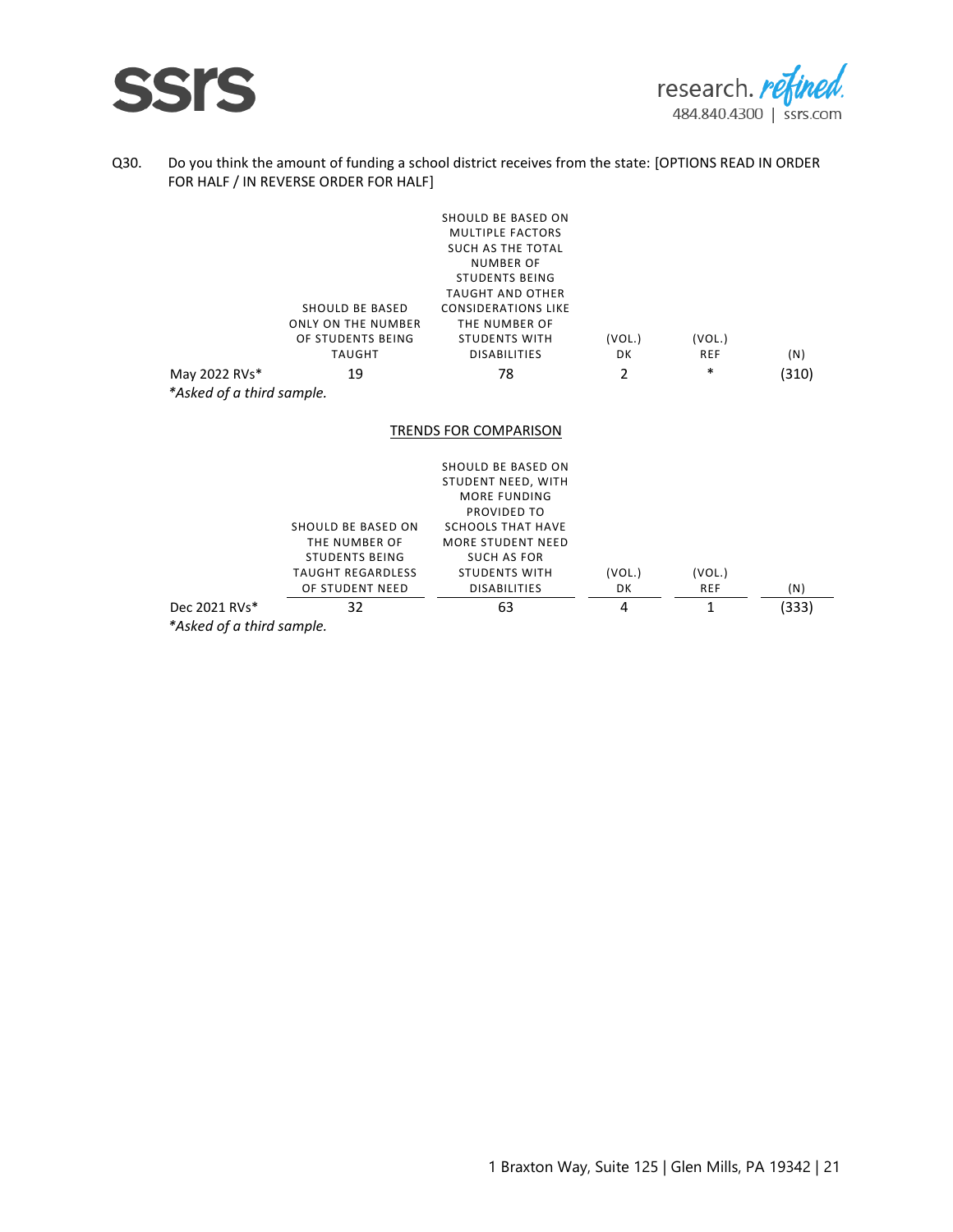Q30. Do you think the amount of funding a school district receives from the state: [OPTIONS READ IN ORDER FOR HALF / IN REVERSE ORDER FOR HALF]

| | SHOULD BE BASED ONLY ON THE NUMBER OF STUDENTS BEING TAUGHT | SHOULD BE BASED ON MULTIPLE FACTORS SUCH AS THE TOTAL NUMBER OF STUDENTS BEING TAUGHT AND OTHER CONSIDERATIONS LIKE THE NUMBER OF STUDENTS WITH DISABILITIES | (VOL.) DK | (VOL.) REF | (N) |
|---|---|---|---|---|---|
| May 2022 RVs* | 19 | 78 | 2 | * | (310) |

*\*Asked of a third sample.*

TRENDS FOR COMPARISON

| | SHOULD BE BASED ON THE NUMBER OF STUDENTS BEING TAUGHT REGARDLESS OF STUDENT NEED | SHOULD BE BASED ON STUDENT NEED, WITH MORE FUNDING PROVIDED TO SCHOOLS THAT HAVE MORE STUDENT NEED SUCH AS FOR STUDENTS WITH DISABILITIES | (VOL.) DK | (VOL.) REF | (N) |
|---|---|---|---|---|---|
| Dec 2021 RVs* | 32 | 63 | 4 | 1 | (333) |

*\*Asked of a third sample.*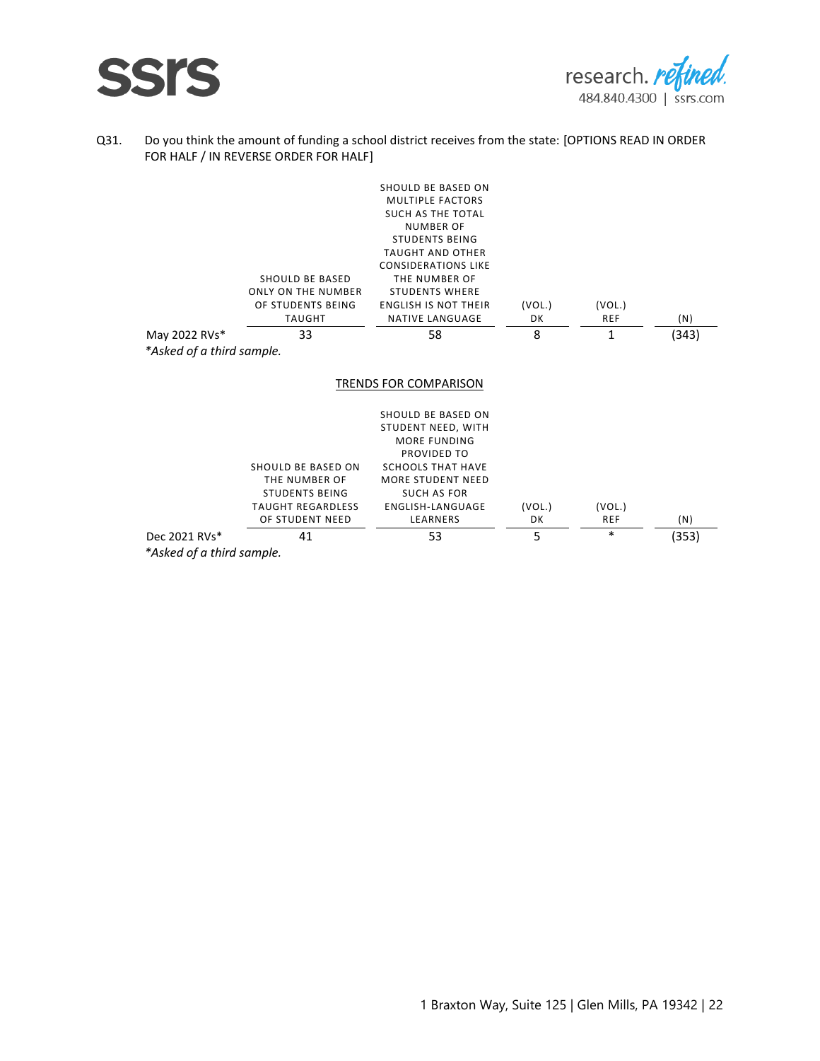Q31. Do you think the amount of funding a school district receives from the state: [OPTIONS READ IN ORDER FOR HALF / IN REVERSE ORDER FOR HALF]

| | SHOULD BE BASED ONLY ON THE NUMBER OF STUDENTS BEING TAUGHT | SHOULD BE BASED ON MULTIPLE FACTORS SUCH AS THE TOTAL NUMBER OF STUDENTS BEING TAUGHT AND OTHER CONSIDERATIONS LIKE THE NUMBER OF STUDENTS WHERE ENGLISH IS NOT THEIR NATIVE LANGUAGE | (VOL.) DK | (VOL.) REF | (N) |
|---|---|---|---|---|---|
| May 2022 RVs* | 33 | 58 | 8 | 1 | (343) |

*Asked of a third sample.*

TRENDS FOR COMPARISON

| | SHOULD BE BASED ON THE NUMBER OF STUDENTS BEING TAUGHT REGARDLESS OF STUDENT NEED | SHOULD BE BASED ON STUDENT NEED, WITH MORE FUNDING PROVIDED TO SCHOOLS THAT HAVE MORE STUDENT NEED SUCH AS FOR ENGLISH-LANGUAGE LEARNERS | (VOL.) DK | (VOL.) REF | (N) |
|---|---|---|---|---|---|
| Dec 2021 RVs* | 41 | 53 | 5 | * | (353) |

*Asked of a third sample.*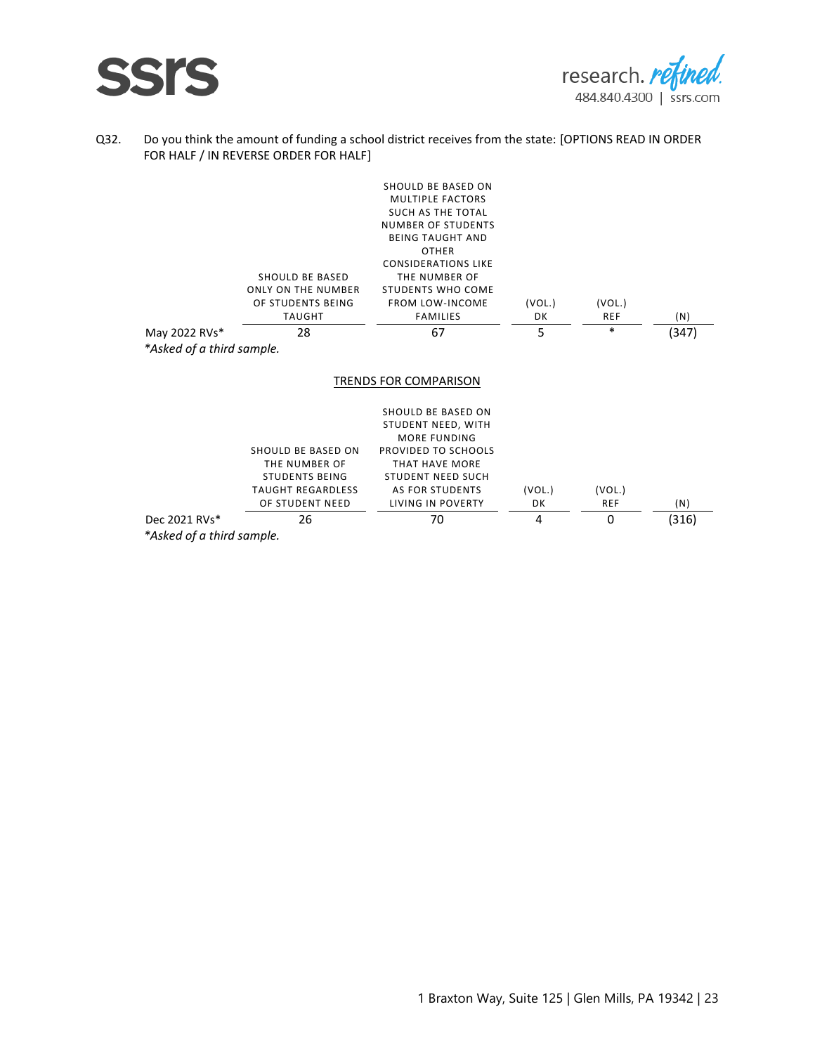Q32. Do you think the amount of funding a school district receives from the state: [OPTIONS READ IN ORDER FOR HALF / IN REVERSE ORDER FOR HALF]

| | SHOULD BE BASED ONLY ON THE NUMBER OF STUDENTS BEING TAUGHT | SHOULD BE BASED ON MULTIPLE FACTORS SUCH AS THE TOTAL NUMBER OF STUDENTS BEING TAUGHT AND OTHER CONSIDERATIONS LIKE THE NUMBER OF STUDENTS WHO COME FROM LOW-INCOME FAMILIES | (VOL.) DK | (VOL.) REF | (N) |
|---|---|---|---|---|---|
| May 2022 RVs* | 28 | 67 | 5 | * | (347) |

*\*Asked of a third sample.*

TRENDS FOR COMPARISON

| | SHOULD BE BASED ON THE NUMBER OF STUDENTS BEING TAUGHT REGARDLESS OF STUDENT NEED | SHOULD BE BASED ON STUDENT NEED, WITH MORE FUNDING PROVIDED TO SCHOOLS THAT HAVE MORE STUDENT NEED SUCH AS FOR STUDENTS LIVING IN POVERTY | (VOL.) DK | (VOL.) REF | (N) |
|---|---|---|---|---|---|
| Dec 2021 RVs* | 26 | 70 | 4 | 0 | (316) |

*\*Asked of a third sample.*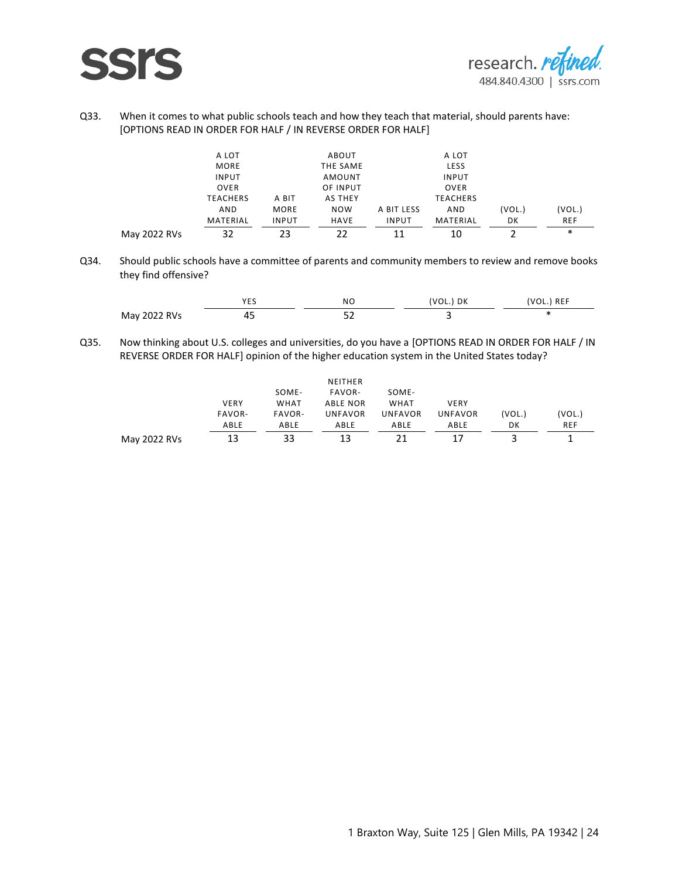Q33. When it comes to what public schools teach and how they teach that material, should parents have: [OPTIONS READ IN ORDER FOR HALF / IN REVERSE ORDER FOR HALF]

| | A LOT MORE INPUT OVER TEACHERS AND MATERIAL | A BIT MORE INPUT | ABOUT THE SAME AMOUNT OF INPUT AS THEY NOW HAVE | A BIT LESS INPUT | A LOT LESS INPUT OVER TEACHERS AND MATERIAL | (VOL.) DK | (VOL.) REF |
|---|---|---|---|---|---|---|---|
| May 2022 RVs | 32 | 23 | 22 | 11 | 10 | 2 | * |

Q34. Should public schools have a committee of parents and community members to review and remove books they find offensive?

| | YES | NO | (VOL.) DK | (VOL.) REF |
|---|---|---|---|---|
| May 2022 RVs | 45 | 52 | 3 | * |

Q35. Now thinking about U.S. colleges and universities, do you have a [OPTIONS READ IN ORDER FOR HALF / IN REVERSE ORDER FOR HALF] opinion of the higher education system in the United States today?

| | VERY FAVOR-ABLE | SOME-WHAT FAVOR-ABLE | NEITHER FAVOR-ABLE NOR UNFAVOR ABLE | SOME-WHAT UNFAVOR ABLE | VERY UNFAVOR ABLE | (VOL.) DK | (VOL.) REF |
|---|---|---|---|---|---|---|---|
| May 2022 RVs | 13 | 33 | 13 | 21 | 17 | 3 | 1 |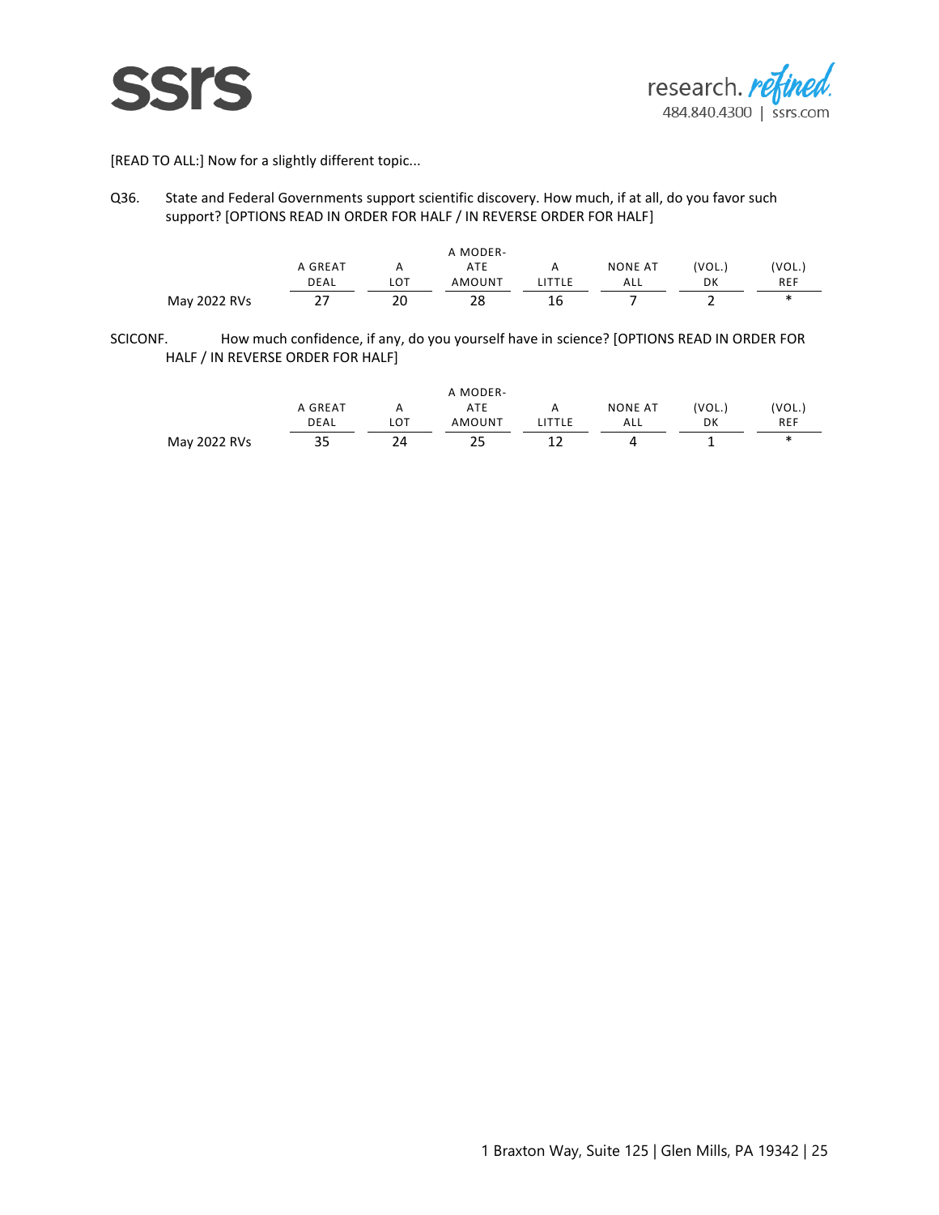[READ TO ALL:] Now for a slightly different topic...

Q36. State and Federal Governments support scientific discovery. How much, if at all, do you favor such support? [OPTIONS READ IN ORDER FOR HALF / IN REVERSE ORDER FOR HALF]

| | A GREAT DEAL | A LOT | A MODERATE AMOUNT | A LITTLE | NONE AT ALL | (VOL.) DK | (VOL.) REF |
|---|---|---|---|---|---|---|---|
| May 2022 RVs | 27 | 20 | 28 | 16 | 7 | 2 | * |

SCICONF. How much confidence, if any, do you yourself have in science? [OPTIONS READ IN ORDER FOR HALF / IN REVERSE ORDER FOR HALF]

| | A GREAT DEAL | A LOT | A MODERATE AMOUNT | A LITTLE | NONE AT ALL | (VOL.) DK | (VOL.) REF |
|---|---|---|---|---|---|---|---|
| May 2022 RVs | 35 | 24 | 25 | 12 | 4 | 1 | * |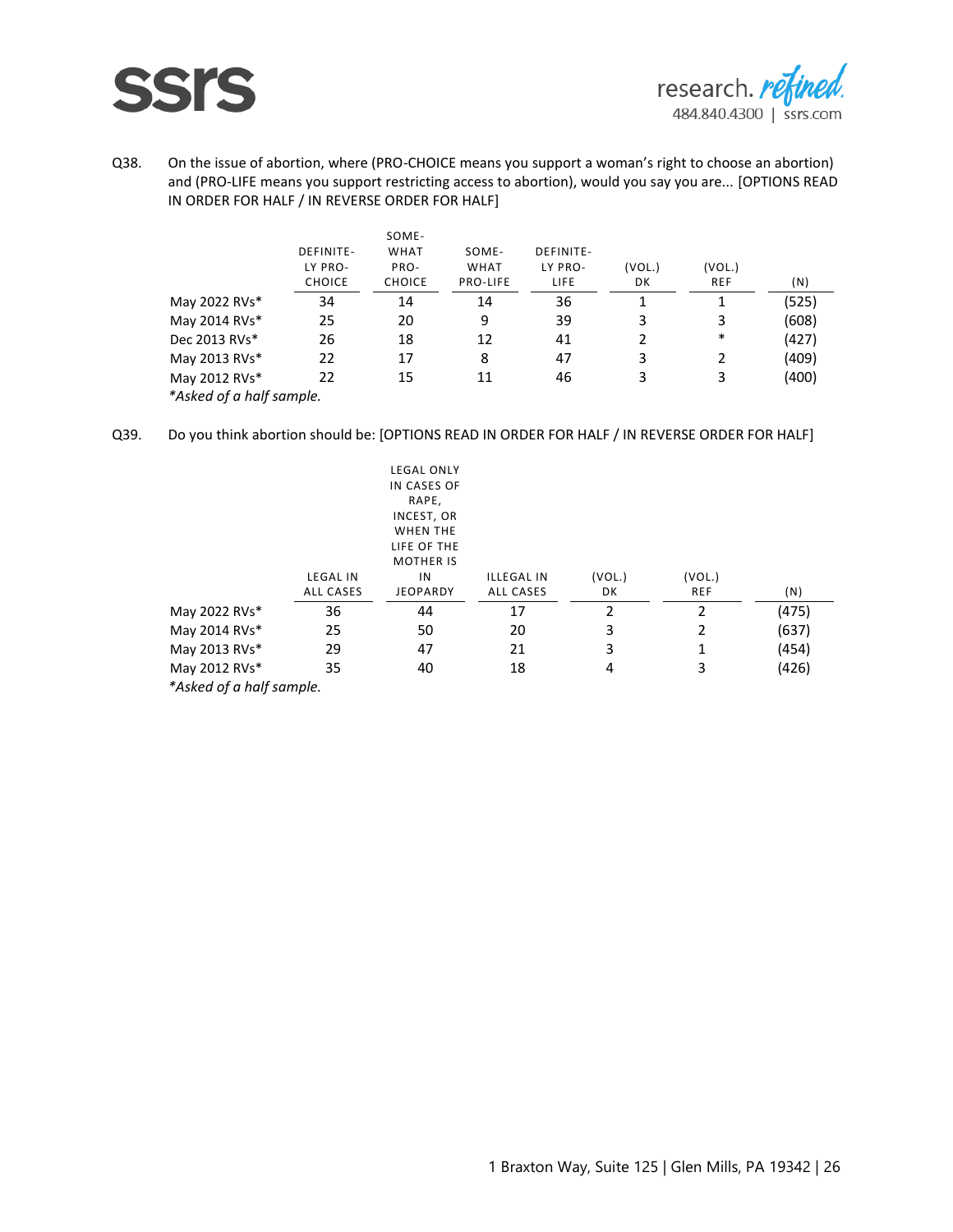Q38. On the issue of abortion, where (PRO-CHOICE means you support a woman's right to choose an abortion) and (PRO-LIFE means you support restricting access to abortion), would you say you are... [OPTIONS READ IN ORDER FOR HALF / IN REVERSE ORDER FOR HALF]

| | DEFINITELY PRO-CHOICE | SOMEWHAT PRO-CHOICE | SOMEWHAT PRO-LIFE | DEFINITELY PRO-LIFE | (VOL.) DK | (VOL.) REF | (N) |
|---|---|---|---|---|---|---|---|
| May 2022 RVs* | 34 | 14 | 14 | 36 | 1 | 1 | (525) |
| May 2014 RVs* | 25 | 20 | 9 | 39 | 3 | 3 | (608) |
| Dec 2013 RVs* | 26 | 18 | 12 | 41 | 2 | * | (427) |
| May 2013 RVs* | 22 | 17 | 8 | 47 | 3 | 2 | (409) |
| May 2012 RVs* | 22 | 15 | 11 | 46 | 3 | 3 | (400) |

*\*Asked of a half sample.*

Q39. Do you think abortion should be: [OPTIONS READ IN ORDER FOR HALF / IN REVERSE ORDER FOR HALF]

| | LEGAL IN ALL CASES | LEGAL ONLY IN CASES OF RAPE, INCEST, OR WHEN THE LIFE OF THE MOTHER IS IN JEOPARDY | ILLEGAL IN ALL CASES | (VOL.) DK | (VOL.) REF | (N) |
|---|---|---|---|---|---|---|
| May 2022 RVs* | 36 | 44 | 17 | 2 | 2 | (475) |
| May 2014 RVs* | 25 | 50 | 20 | 3 | 2 | (637) |
| May 2013 RVs* | 29 | 47 | 21 | 3 | 1 | (454) |
| May 2012 RVs* | 35 | 40 | 18 | 4 | 3 | (426) |

*\*Asked of a half sample.*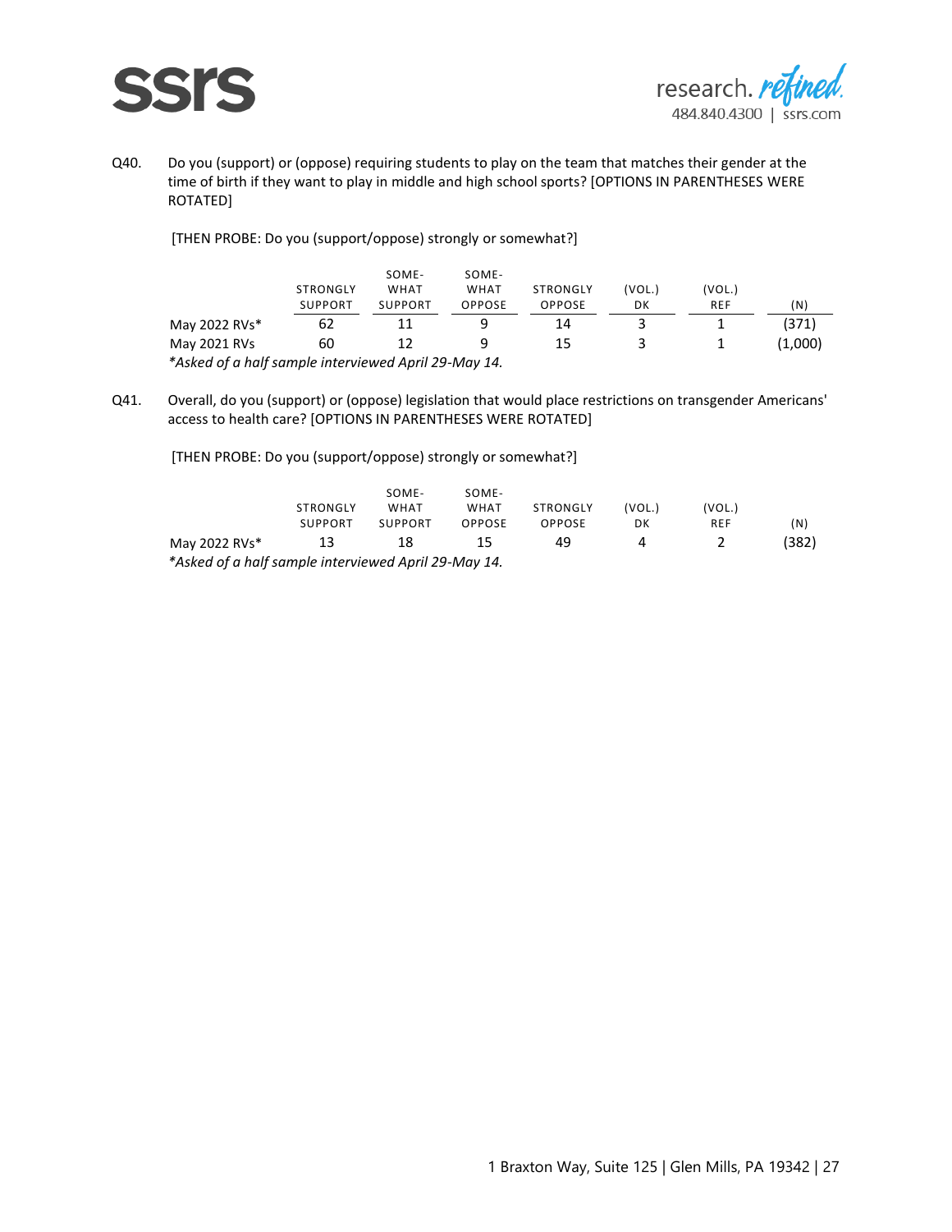Q40. Do you (support) or (oppose) requiring students to play on the team that matches their gender at the time of birth if they want to play in middle and high school sports? [OPTIONS IN PARENTHESES WERE ROTATED]

[THEN PROBE: Do you (support/oppose) strongly or somewhat?]

| | STRONGLY SUPPORT | SOME-WHAT SUPPORT | SOME-WHAT OPPOSE | STRONGLY OPPOSE | (VOL.) DK | (VOL.) REF | (N) |
|---|---|---|---|---|---|---|---|
| May 2022 RVs* | 62 | 11 | 9 | 14 | 3 | 1 | (371) |
| May 2021 RVs | 60 | 12 | 9 | 15 | 3 | 1 | (1,000) |

*\*Asked of a half sample interviewed April 29-May 14.*

Q41. Overall, do you (support) or (oppose) legislation that would place restrictions on transgender Americans' access to health care? [OPTIONS IN PARENTHESES WERE ROTATED]

[THEN PROBE: Do you (support/oppose) strongly or somewhat?]

| | STRONGLY SUPPORT | SOME-WHAT SUPPORT | SOME-WHAT OPPOSE | STRONGLY OPPOSE | (VOL.) DK | (VOL.) REF | (N) |
|---|---|---|---|---|---|---|---|
| May 2022 RVs* | 13 | 18 | 15 | 49 | 4 | 2 | (382) |

*\*Asked of a half sample interviewed April 29-May 14.*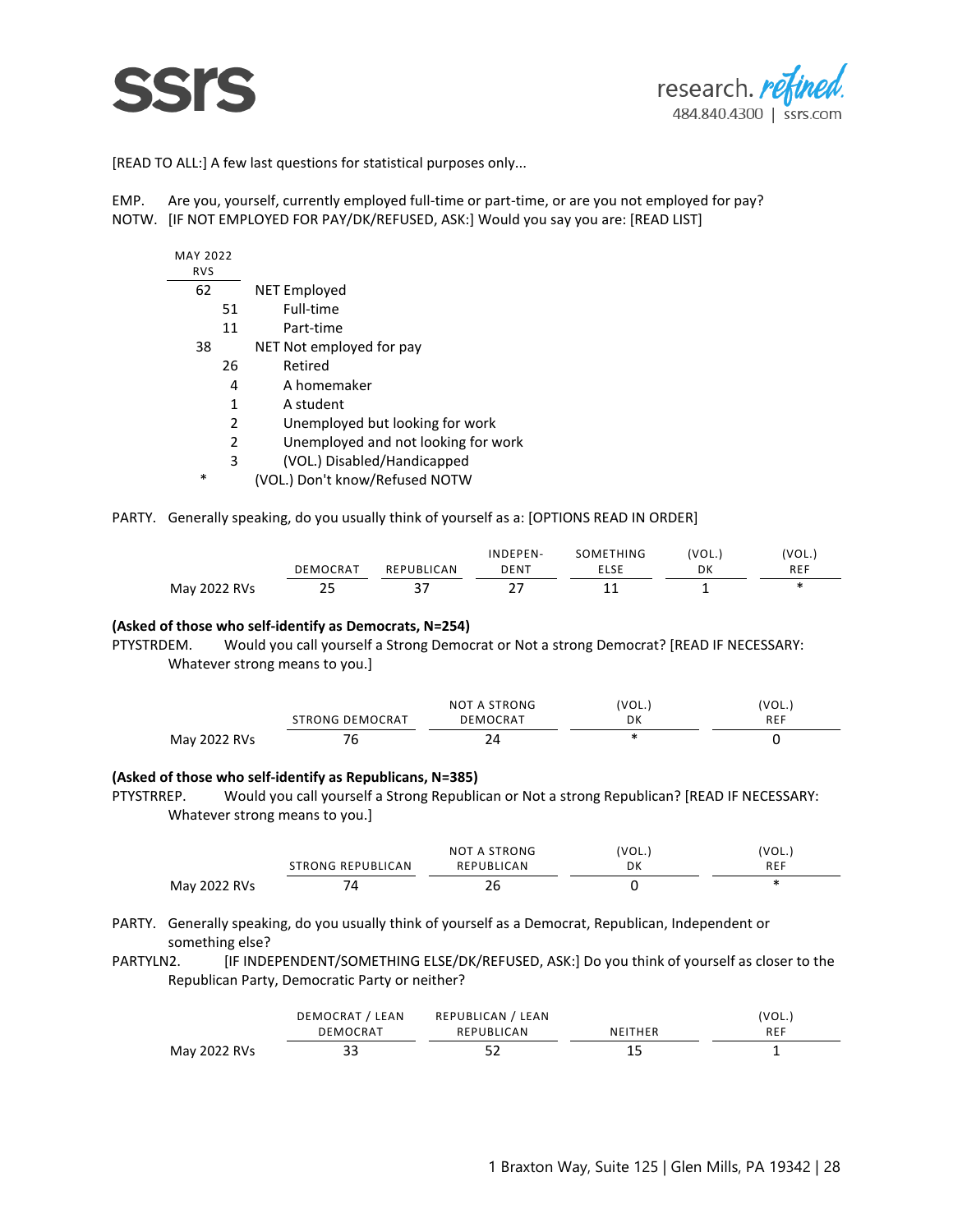[READ TO ALL:] A few last questions for statistical purposes only...

EMP. Are you, yourself, currently employed full-time or part-time, or are you not employed for pay?
NOTW. [IF NOT EMPLOYED FOR PAY/DK/REFUSED, ASK:] Would you say you are: [READ LIST]

| MAY 2022 RVS | |
|---|---|
| 62 | NET Employed |
| 51 | Full-time |
| 11 | Part-time |
| 38 | NET Not employed for pay |
| 26 | Retired |
| 4 | A homemaker |
| 1 | A student |
| 2 | Unemployed but looking for work |
| 2 | Unemployed and not looking for work |
| 3 | (VOL.) Disabled/Handicapped |
| * | (VOL.) Don't know/Refused NOTW |

PARTY. Generally speaking, do you usually think of yourself as a: [OPTIONS READ IN ORDER]

| | DEMOCRAT | REPUBLICAN | INDEPEN-DENT | SOMETHING ELSE | (VOL.) DK | (VOL.) REF |
|---|---|---|---|---|---|---|
| May 2022 RVs | 25 | 37 | 27 | 11 | 1 | * |

**(Asked of those who self-identify as Democrats, N=254)**
PTYSTRDEM. Would you call yourself a Strong Democrat or Not a strong Democrat? [READ IF NECESSARY: Whatever strong means to you.]

| | STRONG DEMOCRAT | NOT A STRONG DEMOCRAT | (VOL.) DK | (VOL.) REF |
|---|---|---|---|---|
| May 2022 RVs | 76 | 24 | * | 0 |

**(Asked of those who self-identify as Republicans, N=385)**
PTYSTRREP. Would you call yourself a Strong Republican or Not a strong Republican? [READ IF NECESSARY: Whatever strong means to you.]

| | STRONG REPUBLICAN | NOT A STRONG REPUBLICAN | (VOL.) DK | (VOL.) REF |
|---|---|---|---|---|
| May 2022 RVs | 74 | 26 | 0 | * |

PARTY. Generally speaking, do you usually think of yourself as a Democrat, Republican, Independent or something else?
PARTYLN2. [IF INDEPENDENT/SOMETHING ELSE/DK/REFUSED, ASK:] Do you think of yourself as closer to the Republican Party, Democratic Party or neither?

| | DEMOCRAT / LEAN DEMOCRAT | REPUBLICAN / LEAN REPUBLICAN | NEITHER | (VOL.) REF |
|---|---|---|---|---|
| May 2022 RVs | 33 | 52 | 15 | 1 |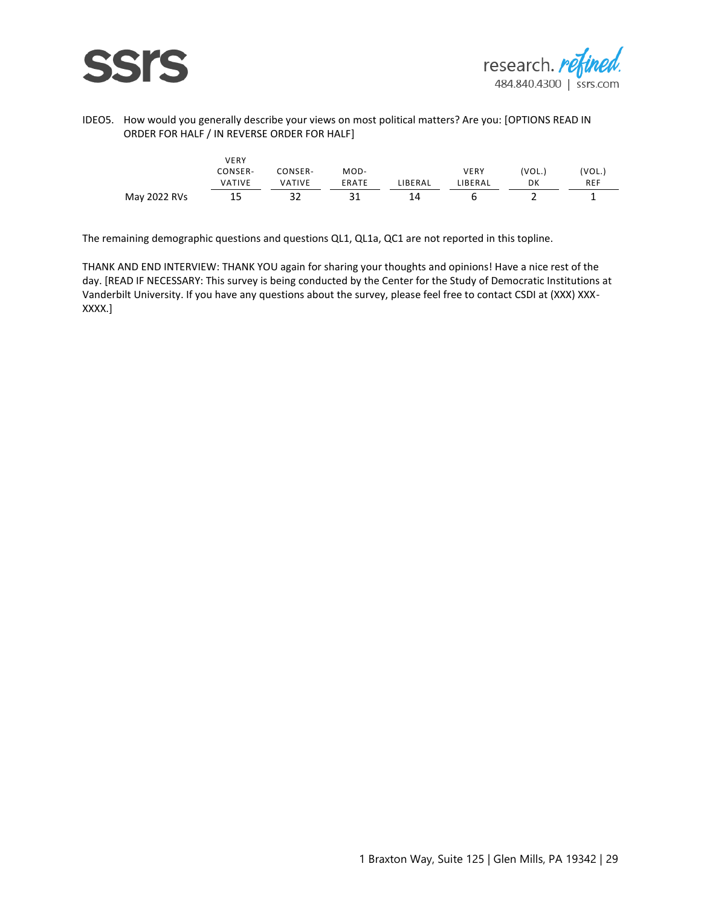IDEO5. How would you generally describe your views on most political matters? Are you: [OPTIONS READ IN ORDER FOR HALF / IN REVERSE ORDER FOR HALF]

| | VERY CONSER-VATIVE | CONSER-VATIVE | MOD-ERATE | LIBERAL | VERY LIBERAL | (VOL.) DK | (VOL.) REF |
|---|---|---|---|---|---|---|---|
| May 2022 RVs | 15 | 32 | 31 | 14 | 6 | 2 | 1 |

The remaining demographic questions and questions QL1, QL1a, QC1 are not reported in this topline.

THANK AND END INTERVIEW: THANK YOU again for sharing your thoughts and opinions! Have a nice rest of the day. [READ IF NECESSARY: This survey is being conducted by the Center for the Study of Democratic Institutions at Vanderbilt University. If you have any questions about the survey, please feel free to contact CSDI at (XXX) XXX-XXXX.]